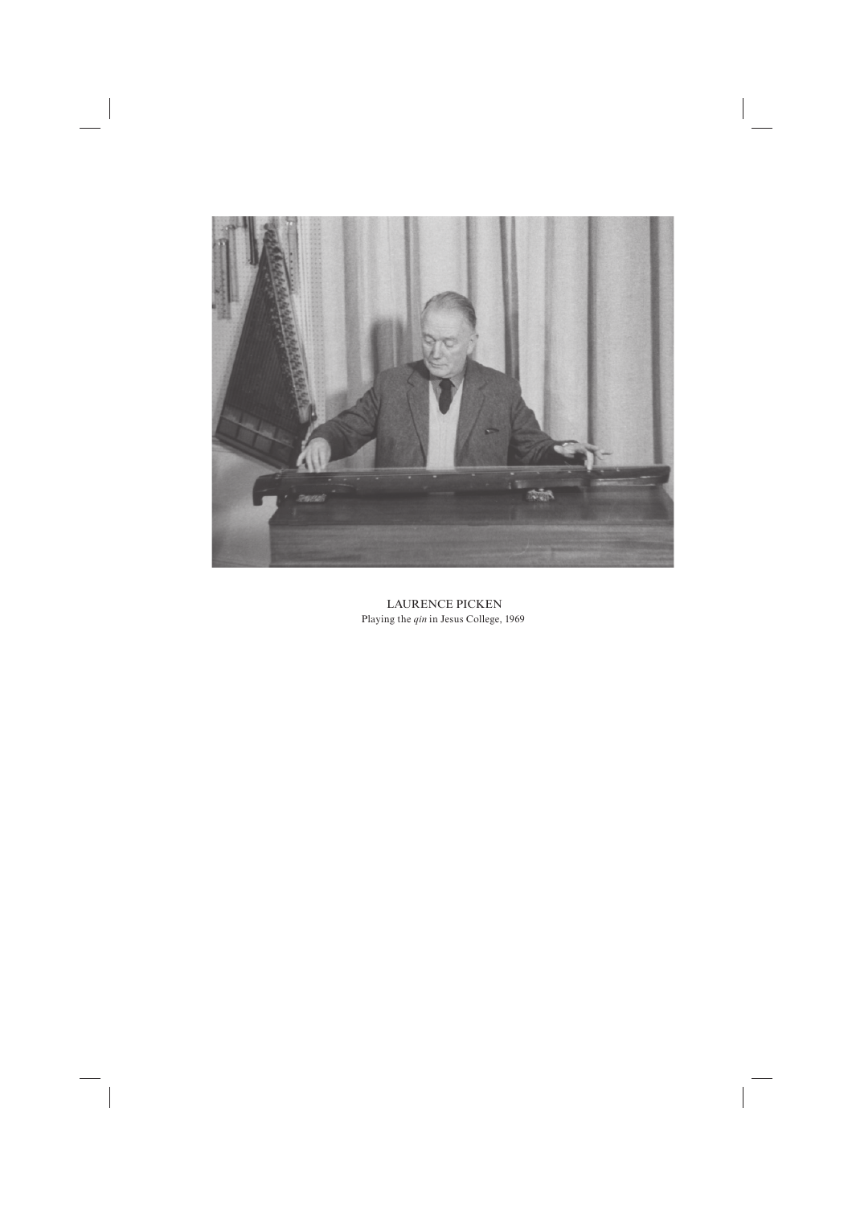LAURENCE PICKEN

Playing the *qin* in Jesus College, 1969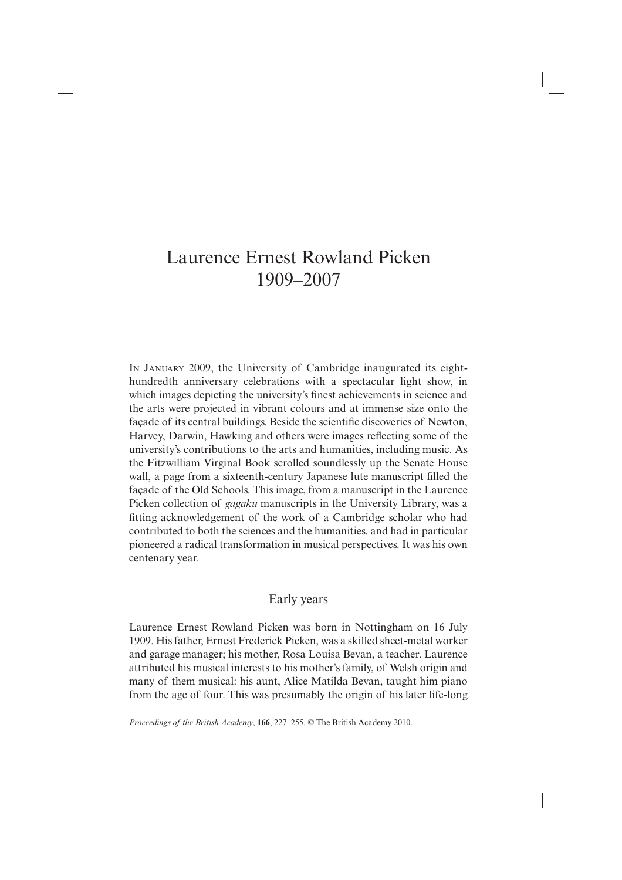# Laurence Ernest Rowland Picken
# 1909–2007

In January 2009, the University of Cambridge inaugurated its eight-hundredth anniversary celebrations with a spectacular light show, in which images depicting the university's finest achievements in science and the arts were projected in vibrant colours and at immense size onto the façade of its central buildings. Beside the scientific discoveries of Newton, Harvey, Darwin, Hawking and others were images reflecting some of the university's contributions to the arts and humanities, including music. As the Fitzwilliam Virginal Book scrolled soundlessly up the Senate House wall, a page from a sixteenth-century Japanese lute manuscript filled the façade of the Old Schools. This image, from a manuscript in the Laurence Picken collection of *gagaku* manuscripts in the University Library, was a fitting acknowledgement of the work of a Cambridge scholar who had contributed to both the sciences and the humanities, and had in particular pioneered a radical transformation in musical perspectives. It was his own centenary year.

## Early years

Laurence Ernest Rowland Picken was born in Nottingham on 16 July 1909. His father, Ernest Frederick Picken, was a skilled sheet-metal worker and garage manager; his mother, Rosa Louisa Bevan, a teacher. Laurence attributed his musical interests to his mother's family, of Welsh origin and many of them musical: his aunt, Alice Matilda Bevan, taught him piano from the age of four. This was presumably the origin of his later life-long

*Proceedings of the British Academy*, **166**, 227–255. © The British Academy 2010.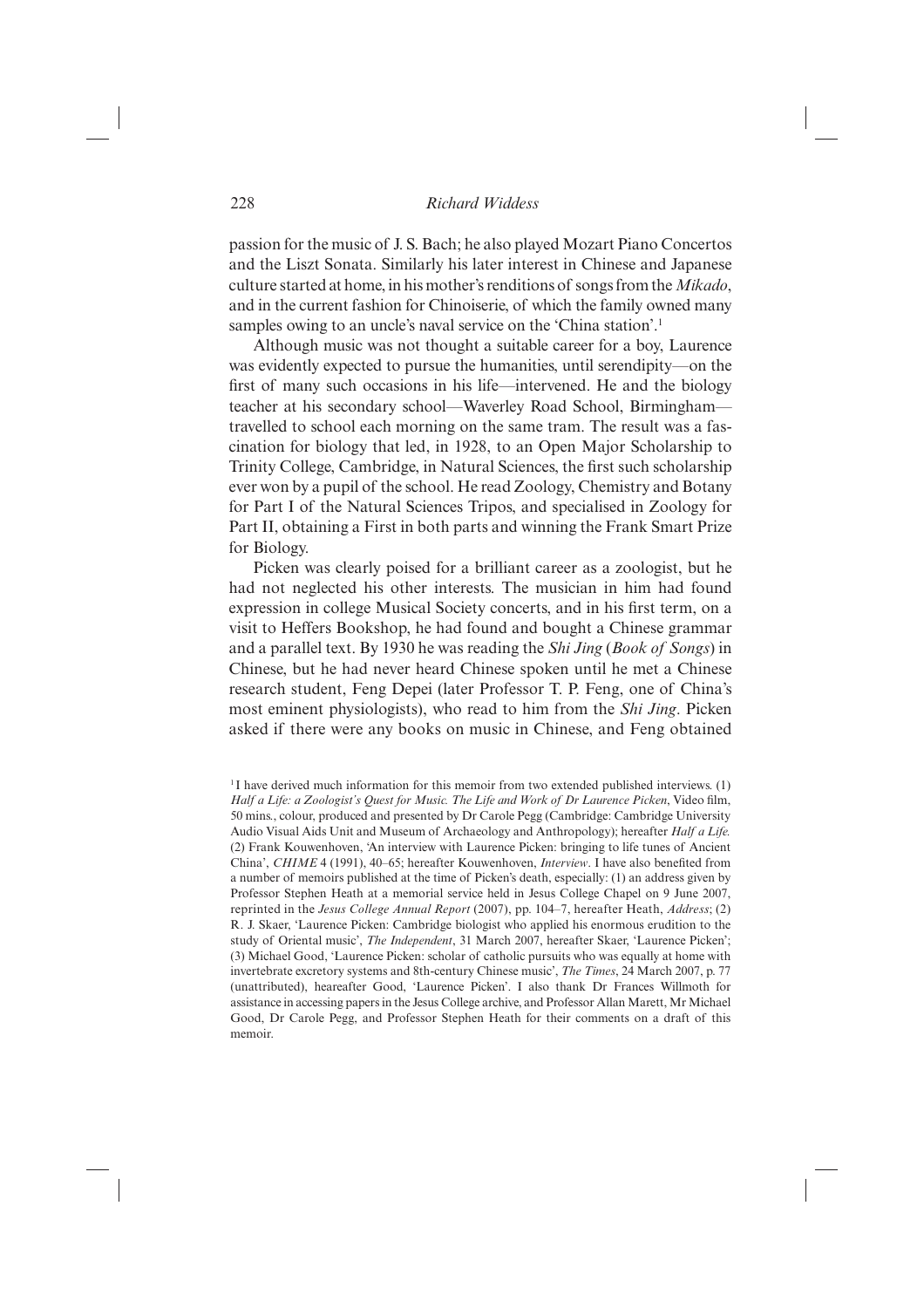passion for the music of J. S. Bach; he also played Mozart Piano Concertos and the Liszt Sonata. Similarly his later interest in Chinese and Japanese culture started at home, in his mother's renditions of songs from the *Mikado*, and in the current fashion for Chinoiserie, of which the family owned many samples owing to an uncle's naval service on the 'China station'.[1]

Although music was not thought a suitable career for a boy, Laurence was evidently expected to pursue the humanities, until serendipity—on the first of many such occasions in his life—intervened. He and the biology teacher at his secondary school—Waverley Road School, Birmingham—travelled to school each morning on the same tram. The result was a fascination for biology that led, in 1928, to an Open Major Scholarship to Trinity College, Cambridge, in Natural Sciences, the first such scholarship ever won by a pupil of the school. He read Zoology, Chemistry and Botany for Part I of the Natural Sciences Tripos, and specialised in Zoology for Part II, obtaining a First in both parts and winning the Frank Smart Prize for Biology.

Picken was clearly poised for a brilliant career as a zoologist, but he had not neglected his other interests. The musician in him had found expression in college Musical Society concerts, and in his first term, on a visit to Heffers Bookshop, he had found and bought a Chinese grammar and a parallel text. By 1930 he was reading the *Shi Jing* (*Book of Songs*) in Chinese, but he had never heard Chinese spoken until he met a Chinese research student, Feng Depei (later Professor T. P. Feng, one of China's most eminent physiologists), who read to him from the *Shi Jing*. Picken asked if there were any books on music in Chinese, and Feng obtained

[1] I have derived much information for this memoir from two extended published interviews. (1) *Half a Life: a Zoologist's Quest for Music. The Life and Work of Dr Laurence Picken*, Video film, 50 mins., colour, produced and presented by Dr Carole Pegg (Cambridge: Cambridge University Audio Visual Aids Unit and Museum of Archaeology and Anthropology); hereafter *Half a Life.* (2) Frank Kouwenhoven, 'An interview with Laurence Picken: bringing to life tunes of Ancient China', *CHIME* 4 (1991), 40–65; hereafter Kouwenhoven, *Interview*. I have also benefited from a number of memoirs published at the time of Picken's death, especially: (1) an address given by Professor Stephen Heath at a memorial service held in Jesus College Chapel on 9 June 2007, reprinted in the *Jesus College Annual Report* (2007), pp. 104–7, hereafter Heath, *Address*; (2) R. J. Skaer, 'Laurence Picken: Cambridge biologist who applied his enormous erudition to the study of Oriental music', *The Independent*, 31 March 2007, hereafter Skaer, 'Laurence Picken'; (3) Michael Good, 'Laurence Picken: scholar of catholic pursuits who was equally at home with invertebrate excretory systems and 8th-century Chinese music', *The Times*, 24 March 2007, p. 77 (unattributed), heareafter Good, 'Laurence Picken'. I also thank Dr Frances Willmoth for assistance in accessing papers in the Jesus College archive, and Professor Allan Marett, Mr Michael Good, Dr Carole Pegg, and Professor Stephen Heath for their comments on a draft of this memoir.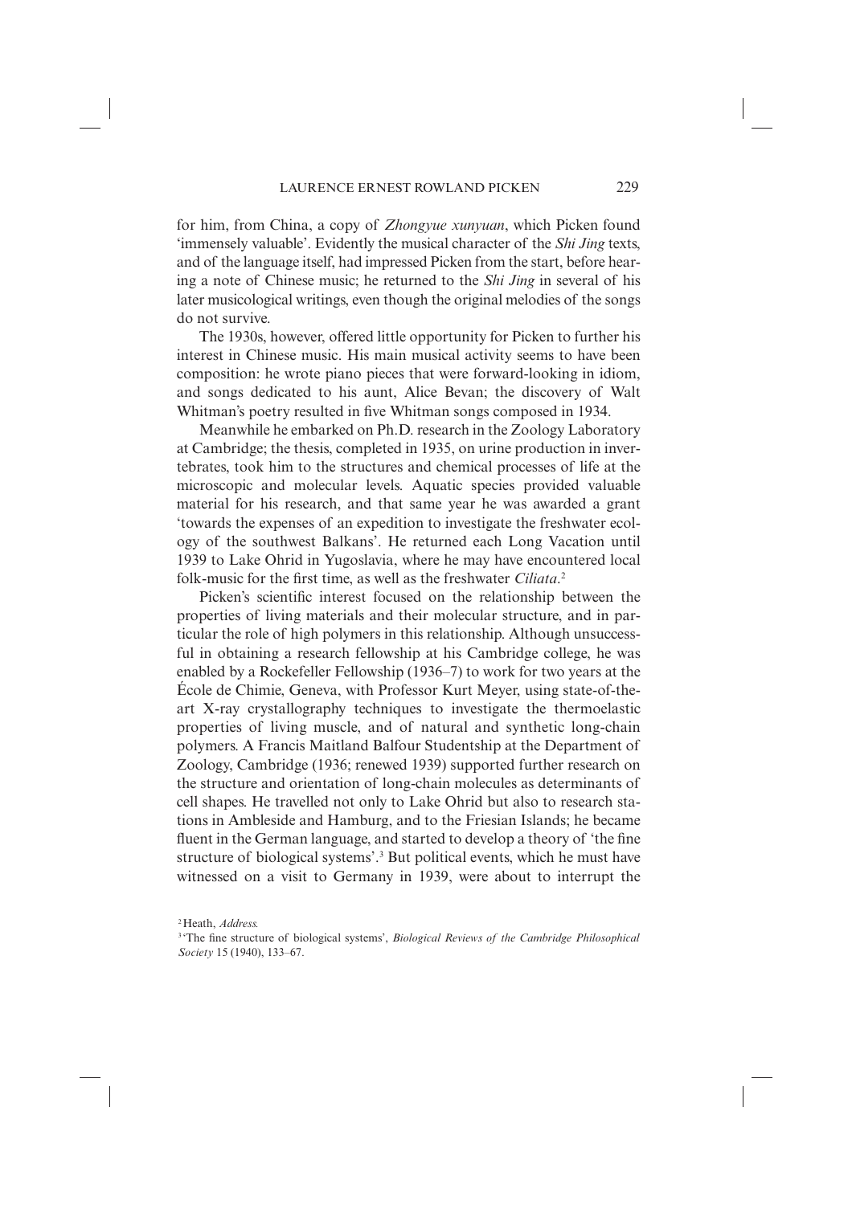for him, from China, a copy of *Zhongyue xunyuan*, which Picken found 'immensely valuable'. Evidently the musical character of the *Shi Jing* texts, and of the language itself, had impressed Picken from the start, before hearing a note of Chinese music; he returned to the *Shi Jing* in several of his later musicological writings, even though the original melodies of the songs do not survive.

The 1930s, however, offered little opportunity for Picken to further his interest in Chinese music. His main musical activity seems to have been composition: he wrote piano pieces that were forward-looking in idiom, and songs dedicated to his aunt, Alice Bevan; the discovery of Walt Whitman's poetry resulted in five Whitman songs composed in 1934.

Meanwhile he embarked on Ph.D. research in the Zoology Laboratory at Cambridge; the thesis, completed in 1935, on urine production in invertebrates, took him to the structures and chemical processes of life at the microscopic and molecular levels. Aquatic species provided valuable material for his research, and that same year he was awarded a grant 'towards the expenses of an expedition to investigate the freshwater ecology of the southwest Balkans'. He returned each Long Vacation until 1939 to Lake Ohrid in Yugoslavia, where he may have encountered local folk-music for the first time, as well as the freshwater *Ciliata*.[2]

Picken's scientific interest focused on the relationship between the properties of living materials and their molecular structure, and in particular the role of high polymers in this relationship. Although unsuccessful in obtaining a research fellowship at his Cambridge college, he was enabled by a Rockefeller Fellowship (1936–7) to work for two years at the École de Chimie, Geneva, with Professor Kurt Meyer, using state-of-the-art X-ray crystallography techniques to investigate the thermoelastic properties of living muscle, and of natural and synthetic long-chain polymers. A Francis Maitland Balfour Studentship at the Department of Zoology, Cambridge (1936; renewed 1939) supported further research on the structure and orientation of long-chain molecules as determinants of cell shapes. He travelled not only to Lake Ohrid but also to research stations in Ambleside and Hamburg, and to the Friesian Islands; he became fluent in the German language, and started to develop a theory of 'the fine structure of biological systems'.[3] But political events, which he must have witnessed on a visit to Germany in 1939, were about to interrupt the

[2] Heath, *Address.*

[3] 'The fine structure of biological systems', *Biological Reviews of the Cambridge Philosophical Society* 15 (1940), 133–67.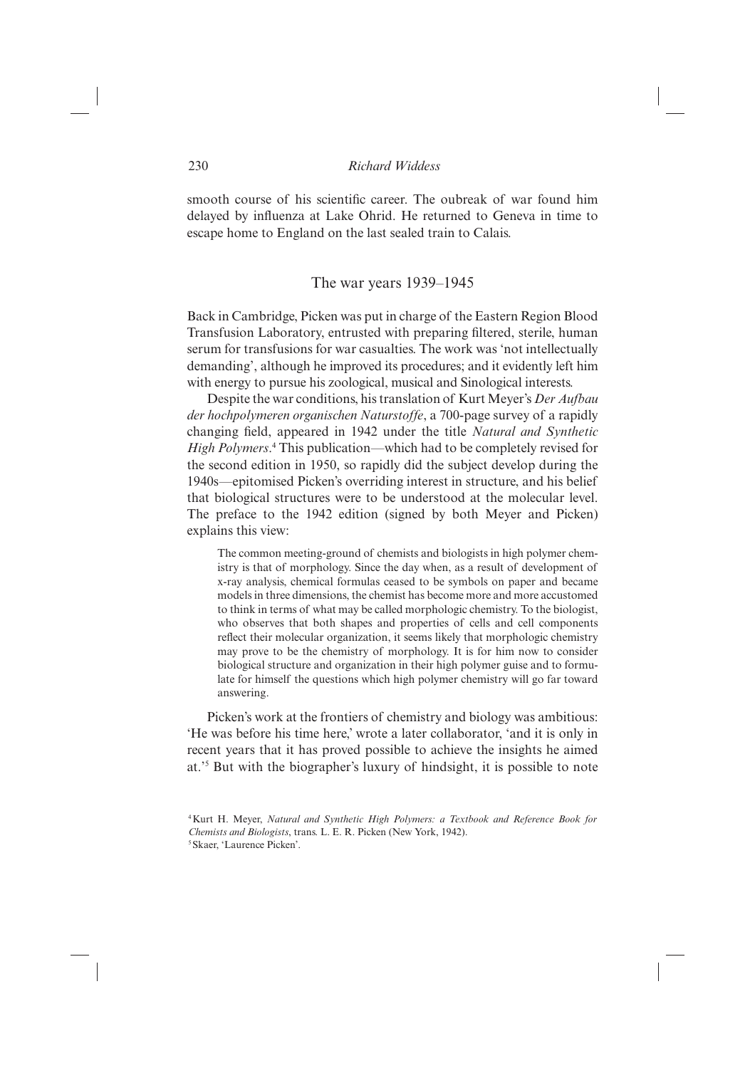smooth course of his scientific career. The oubreak of war found him delayed by influenza at Lake Ohrid. He returned to Geneva in time to escape home to England on the last sealed train to Calais.

## The war years 1939–1945

Back in Cambridge, Picken was put in charge of the Eastern Region Blood Transfusion Laboratory, entrusted with preparing filtered, sterile, human serum for transfusions for war casualties. The work was 'not intellectually demanding', although he improved its procedures; and it evidently left him with energy to pursue his zoological, musical and Sinological interests.

Despite the war conditions, his translation of Kurt Meyer's *Der Aufbau der hochpolymeren organischen Naturstoffe*, a 700-page survey of a rapidly changing field, appeared in 1942 under the title *Natural and Synthetic High Polymers*.[4] This publication—which had to be completely revised for the second edition in 1950, so rapidly did the subject develop during the 1940s—epitomised Picken's overriding interest in structure, and his belief that biological structures were to be understood at the molecular level. The preface to the 1942 edition (signed by both Meyer and Picken) explains this view:

> The common meeting-ground of chemists and biologists in high polymer chemistry is that of morphology. Since the day when, as a result of development of x-ray analysis, chemical formulas ceased to be symbols on paper and became models in three dimensions, the chemist has become more and more accustomed to think in terms of what may be called morphologic chemistry. To the biologist, who observes that both shapes and properties of cells and cell components reflect their molecular organization, it seems likely that morphologic chemistry may prove to be the chemistry of morphology. It is for him now to consider biological structure and organization in their high polymer guise and to formulate for himself the questions which high polymer chemistry will go far toward answering.

Picken's work at the frontiers of chemistry and biology was ambitious: 'He was before his time here,' wrote a later collaborator, 'and it is only in recent years that it has proved possible to achieve the insights he aimed at.'[5] But with the biographer's luxury of hindsight, it is possible to note

[4] Kurt H. Meyer, *Natural and Synthetic High Polymers: a Textbook and Reference Book for Chemists and Biologists*, trans. L. E. R. Picken (New York, 1942).

[5] Skaer, 'Laurence Picken'.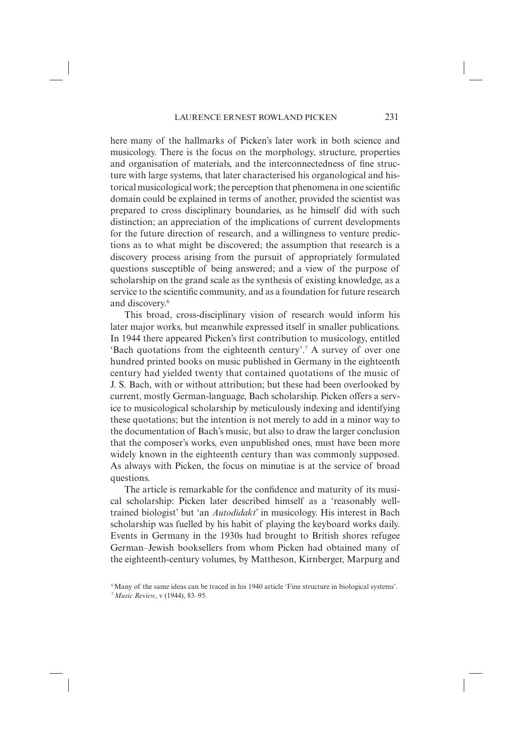here many of the hallmarks of Picken's later work in both science and musicology. There is the focus on the morphology, structure, properties and organisation of materials, and the interconnectedness of fine structure with large systems, that later characterised his organological and historical musicological work; the perception that phenomena in one scientific domain could be explained in terms of another, provided the scientist was prepared to cross disciplinary boundaries, as he himself did with such distinction; an appreciation of the implications of current developments for the future direction of research, and a willingness to venture predictions as to what might be discovered; the assumption that research is a discovery process arising from the pursuit of appropriately formulated questions susceptible of being answered; and a view of the purpose of scholarship on the grand scale as the synthesis of existing knowledge, as a service to the scientific community, and as a foundation for future research and discovery.[6]

This broad, cross-disciplinary vision of research would inform his later major works, but meanwhile expressed itself in smaller publications. In 1944 there appeared Picken's first contribution to musicology, entitled 'Bach quotations from the eighteenth century'.[7] A survey of over one hundred printed books on music published in Germany in the eighteenth century had yielded twenty that contained quotations of the music of J. S. Bach, with or without attribution; but these had been overlooked by current, mostly German-language, Bach scholarship. Picken offers a service to musicological scholarship by meticulously indexing and identifying these quotations; but the intention is not merely to add in a minor way to the documentation of Bach's music, but also to draw the larger conclusion that the composer's works, even unpublished ones, must have been more widely known in the eighteenth century than was commonly supposed. As always with Picken, the focus on minutiae is at the service of broad questions.

The article is remarkable for the confidence and maturity of its musical scholarship: Picken later described himself as a 'reasonably well-trained biologist' but 'an *Autodidakt*' in musicology. His interest in Bach scholarship was fuelled by his habit of playing the keyboard works daily. Events in Germany in the 1930s had brought to British shores refugee German–Jewish booksellers from whom Picken had obtained many of the eighteenth-century volumes, by Mattheson, Kirnberger, Marpurg and

[6] Many of the same ideas can be traced in his 1940 article 'Fine structure in biological systems'.

[7] *Music Review*, v (1944), 83–95.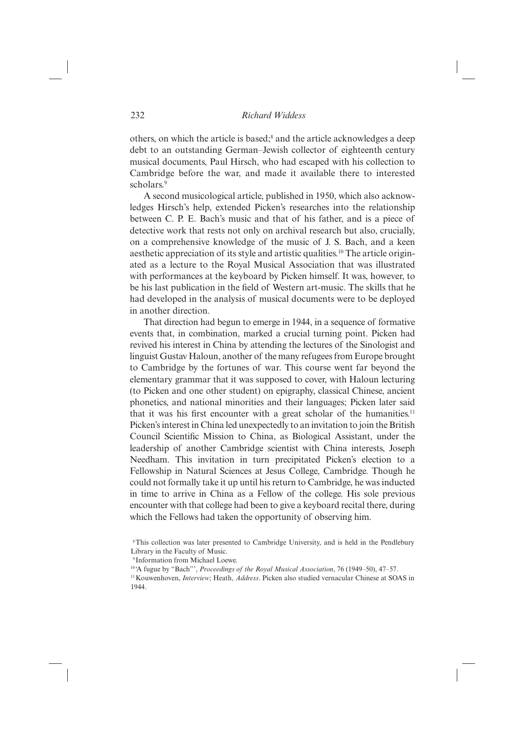others, on which the article is based;[8] and the article acknowledges a deep debt to an outstanding German–Jewish collector of eighteenth century musical documents, Paul Hirsch, who had escaped with his collection to Cambridge before the war, and made it available there to interested scholars.[9]

A second musicological article, published in 1950, which also acknowledges Hirsch's help, extended Picken's researches into the relationship between C. P. E. Bach's music and that of his father, and is a piece of detective work that rests not only on archival research but also, crucially, on a comprehensive knowledge of the music of J. S. Bach, and a keen aesthetic appreciation of its style and artistic qualities.[10] The article originated as a lecture to the Royal Musical Association that was illustrated with performances at the keyboard by Picken himself. It was, however, to be his last publication in the field of Western art-music. The skills that he had developed in the analysis of musical documents were to be deployed in another direction.

That direction had begun to emerge in 1944, in a sequence of formative events that, in combination, marked a crucial turning point. Picken had revived his interest in China by attending the lectures of the Sinologist and linguist Gustav Haloun, another of the many refugees from Europe brought to Cambridge by the fortunes of war. This course went far beyond the elementary grammar that it was supposed to cover, with Haloun lecturing (to Picken and one other student) on epigraphy, classical Chinese, ancient phonetics, and national minorities and their languages; Picken later said that it was his first encounter with a great scholar of the humanities.[11] Picken's interest in China led unexpectedly to an invitation to join the British Council Scientific Mission to China, as Biological Assistant, under the leadership of another Cambridge scientist with China interests, Joseph Needham. This invitation in turn precipitated Picken's election to a Fellowship in Natural Sciences at Jesus College, Cambridge. Though he could not formally take it up until his return to Cambridge, he was inducted in time to arrive in China as a Fellow of the college. His sole previous encounter with that college had been to give a keyboard recital there, during which the Fellows had taken the opportunity of observing him.

[8] This collection was later presented to Cambridge University, and is held in the Pendlebury Library in the Faculty of Music.

[9] Information from Michael Loewe.

[10] 'A fugue by "Bach"', *Proceedings of the Royal Musical Association*, 76 (1949–50), 47–57.

[11] Kouwenhoven, *Interview*; Heath, *Address*. Picken also studied vernacular Chinese at SOAS in 1944.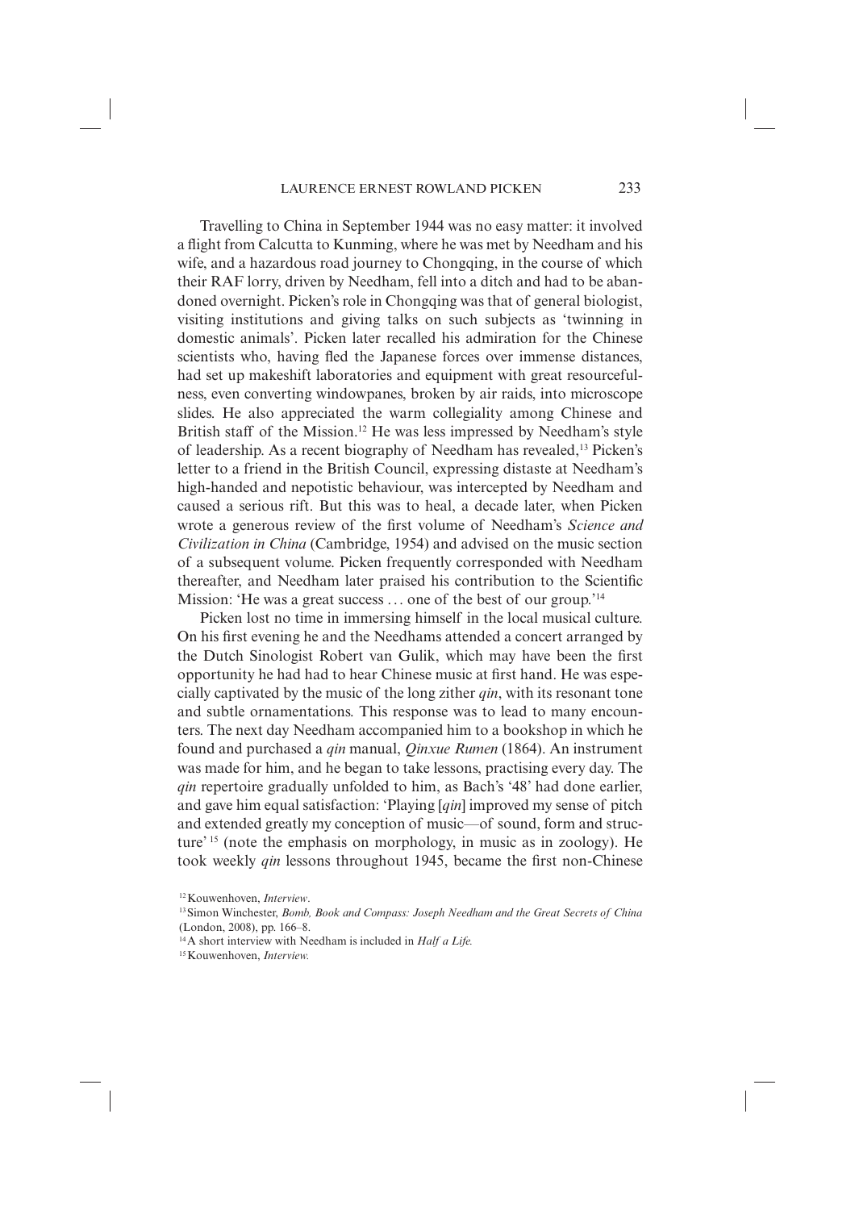Travelling to China in September 1944 was no easy matter: it involved a flight from Calcutta to Kunming, where he was met by Needham and his wife, and a hazardous road journey to Chongqing, in the course of which their RAF lorry, driven by Needham, fell into a ditch and had to be abandoned overnight. Picken's role in Chongqing was that of general biologist, visiting institutions and giving talks on such subjects as 'twinning in domestic animals'. Picken later recalled his admiration for the Chinese scientists who, having fled the Japanese forces over immense distances, had set up makeshift laboratories and equipment with great resourcefulness, even converting windowpanes, broken by air raids, into microscope slides. He also appreciated the warm collegiality among Chinese and British staff of the Mission.[12] He was less impressed by Needham's style of leadership. As a recent biography of Needham has revealed,[13] Picken's letter to a friend in the British Council, expressing distaste at Needham's high-handed and nepotistic behaviour, was intercepted by Needham and caused a serious rift. But this was to heal, a decade later, when Picken wrote a generous review of the first volume of Needham's *Science and Civilization in China* (Cambridge, 1954) and advised on the music section of a subsequent volume. Picken frequently corresponded with Needham thereafter, and Needham later praised his contribution to the Scientific Mission: 'He was a great success . . . one of the best of our group.'[14]

Picken lost no time in immersing himself in the local musical culture. On his first evening he and the Needhams attended a concert arranged by the Dutch Sinologist Robert van Gulik, which may have been the first opportunity he had had to hear Chinese music at first hand. He was especially captivated by the music of the long zither *qin*, with its resonant tone and subtle ornamentations. This response was to lead to many encounters. The next day Needham accompanied him to a bookshop in which he found and purchased a *qin* manual, *Qinxue Rumen* (1864). An instrument was made for him, and he began to take lessons, practising every day. The *qin* repertoire gradually unfolded to him, as Bach's '48' had done earlier, and gave him equal satisfaction: 'Playing [*qin*] improved my sense of pitch and extended greatly my conception of music—of sound, form and structure'[15] (note the emphasis on morphology, in music as in zoology). He took weekly *qin* lessons throughout 1945, became the first non-Chinese

---

[12] Kouwenhoven, *Interview*.

[13] Simon Winchester, *Bomb, Book and Compass: Joseph Needham and the Great Secrets of China* (London, 2008), pp. 166–8.

[14] A short interview with Needham is included in *Half a Life.*

[15] Kouwenhoven, *Interview.*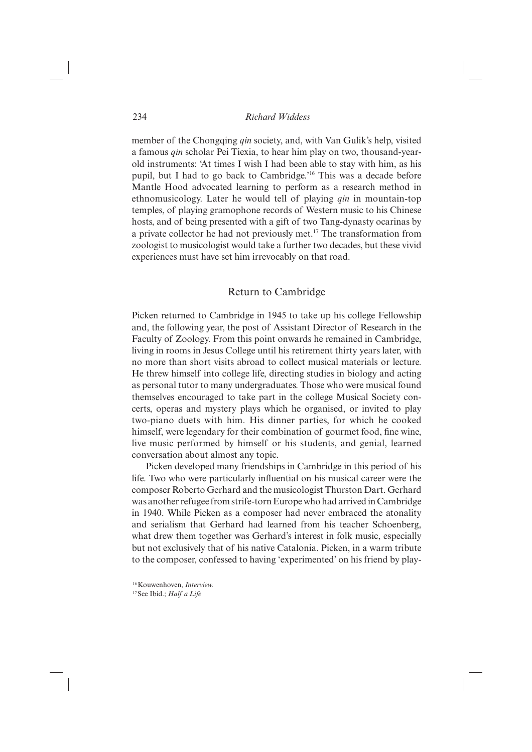member of the Chongqing *qin* society, and, with Van Gulik's help, visited a famous *qin* scholar Pei Tiexia, to hear him play on two, thousand-year-old instruments: 'At times I wish I had been able to stay with him, as his pupil, but I had to go back to Cambridge.'[16] This was a decade before Mantle Hood advocated learning to perform as a research method in ethnomusicology. Later he would tell of playing *qin* in mountain-top temples, of playing gramophone records of Western music to his Chinese hosts, and of being presented with a gift of two Tang-dynasty ocarinas by a private collector he had not previously met.[17] The transformation from zoologist to musicologist would take a further two decades, but these vivid experiences must have set him irrevocably on that road.

## Return to Cambridge

Picken returned to Cambridge in 1945 to take up his college Fellowship and, the following year, the post of Assistant Director of Research in the Faculty of Zoology. From this point onwards he remained in Cambridge, living in rooms in Jesus College until his retirement thirty years later, with no more than short visits abroad to collect musical materials or lecture. He threw himself into college life, directing studies in biology and acting as personal tutor to many undergraduates. Those who were musical found themselves encouraged to take part in the college Musical Society concerts, operas and mystery plays which he organised, or invited to play two-piano duets with him. His dinner parties, for which he cooked himself, were legendary for their combination of gourmet food, fine wine, live music performed by himself or his students, and genial, learned conversation about almost any topic.

Picken developed many friendships in Cambridge in this period of his life. Two who were particularly influential on his musical career were the composer Roberto Gerhard and the musicologist Thurston Dart. Gerhard was another refugee from strife-torn Europe who had arrived in Cambridge in 1940. While Picken as a composer had never embraced the atonality and serialism that Gerhard had learned from his teacher Schoenberg, what drew them together was Gerhard's interest in folk music, especially but not exclusively that of his native Catalonia. Picken, in a warm tribute to the composer, confessed to having 'experimented' on his friend by play-

[16] Kouwenhoven, *Interview.*

[17] See Ibid.; *Half a Life*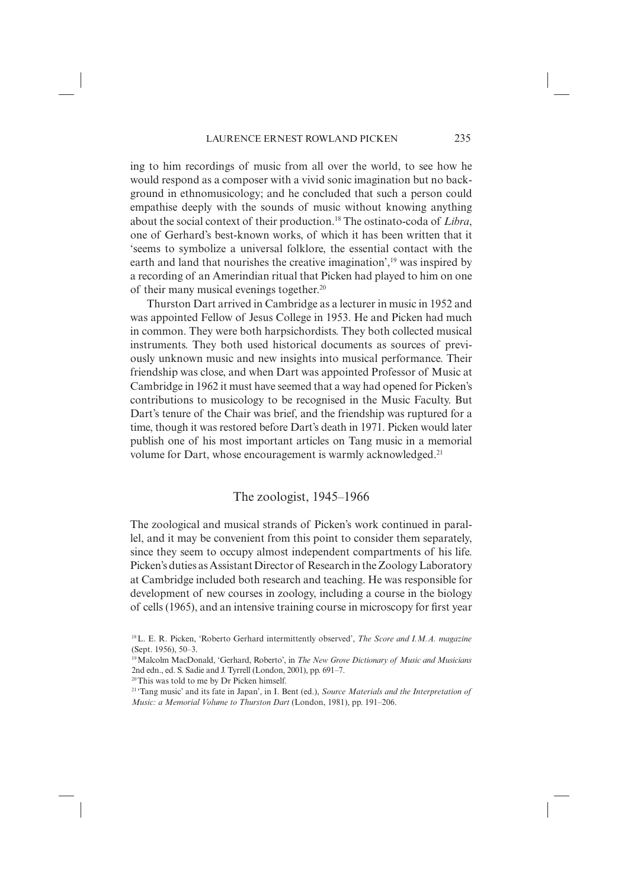ing to him recordings of music from all over the world, to see how he would respond as a composer with a vivid sonic imagination but no background in ethnomusicology; and he concluded that such a person could empathise deeply with the sounds of music without knowing anything about the social context of their production.[18] The ostinato-coda of *Libra*, one of Gerhard's best-known works, of which it has been written that it 'seems to symbolize a universal folklore, the essential contact with the earth and land that nourishes the creative imagination',[19] was inspired by a recording of an Amerindian ritual that Picken had played to him on one of their many musical evenings together.[20]

Thurston Dart arrived in Cambridge as a lecturer in music in 1952 and was appointed Fellow of Jesus College in 1953. He and Picken had much in common. They were both harpsichordists. They both collected musical instruments. They both used historical documents as sources of previously unknown music and new insights into musical performance. Their friendship was close, and when Dart was appointed Professor of Music at Cambridge in 1962 it must have seemed that a way had opened for Picken's contributions to musicology to be recognised in the Music Faculty. But Dart's tenure of the Chair was brief, and the friendship was ruptured for a time, though it was restored before Dart's death in 1971. Picken would later publish one of his most important articles on Tang music in a memorial volume for Dart, whose encouragement is warmly acknowledged.[21]

## The zoologist, 1945–1966

The zoological and musical strands of Picken's work continued in parallel, and it may be convenient from this point to consider them separately, since they seem to occupy almost independent compartments of his life. Picken's duties as Assistant Director of Research in the Zoology Laboratory at Cambridge included both research and teaching. He was responsible for development of new courses in zoology, including a course in the biology of cells (1965), and an intensive training course in microscopy for first year

[18] L. E. R. Picken, 'Roberto Gerhard intermittently observed', *The Score and I.M.A. magazine* (Sept. 1956), 50–3.

[19] Malcolm MacDonald, 'Gerhard, Roberto', in *The New Grove Dictionary of Music and Musicians* 2nd edn., ed. S. Sadie and J. Tyrrell (London, 2001), pp. 691–7.

[20] This was told to me by Dr Picken himself.

[21] 'Tang music' and its fate in Japan', in I. Bent (ed.), *Source Materials and the Interpretation of Music: a Memorial Volume to Thurston Dart* (London, 1981), pp. 191–206.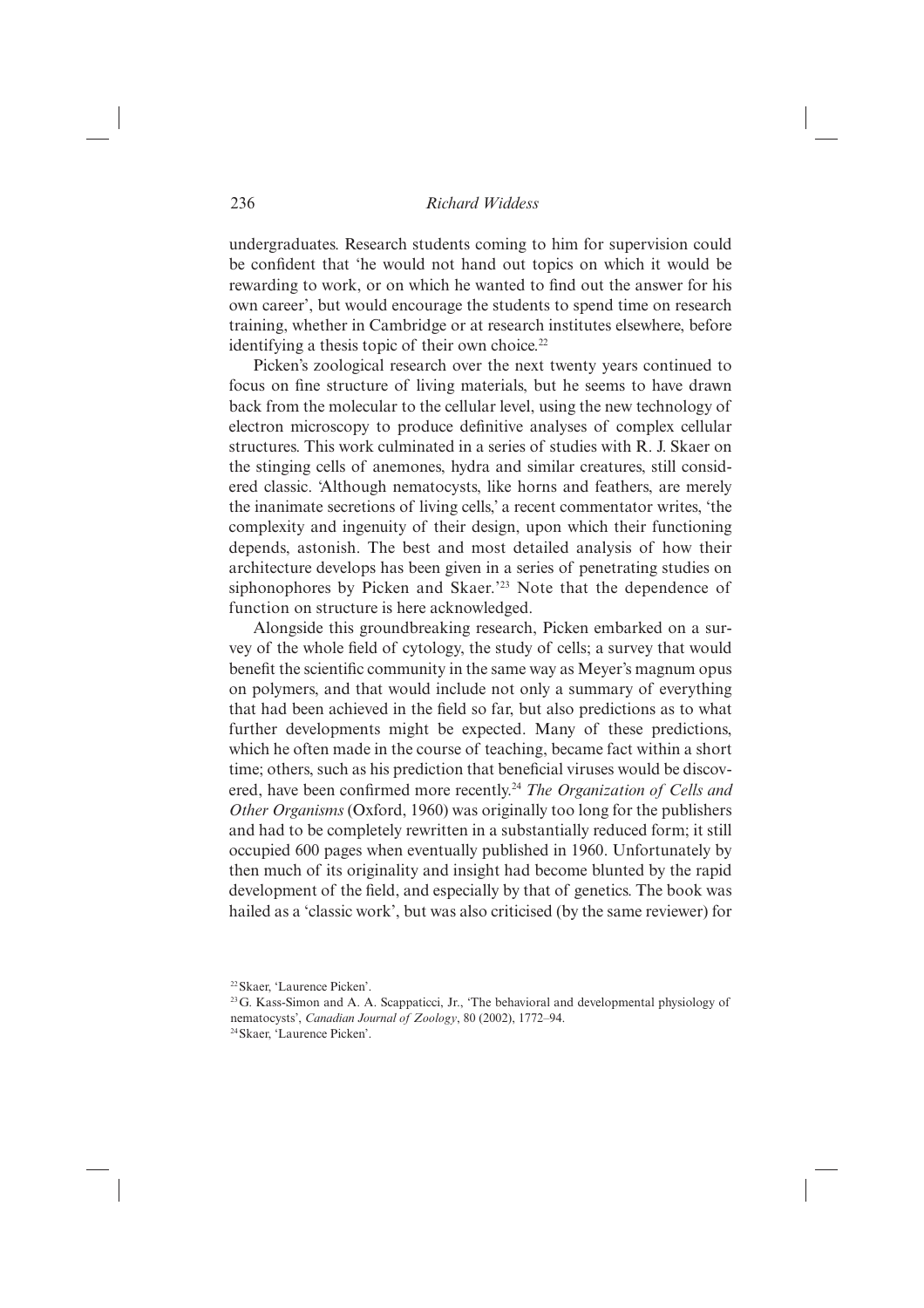undergraduates. Research students coming to him for supervision could be confident that 'he would not hand out topics on which it would be rewarding to work, or on which he wanted to find out the answer for his own career', but would encourage the students to spend time on research training, whether in Cambridge or at research institutes elsewhere, before identifying a thesis topic of their own choice.[22]

Picken's zoological research over the next twenty years continued to focus on fine structure of living materials, but he seems to have drawn back from the molecular to the cellular level, using the new technology of electron microscopy to produce definitive analyses of complex cellular structures. This work culminated in a series of studies with R. J. Skaer on the stinging cells of anemones, hydra and similar creatures, still considered classic. 'Although nematocysts, like horns and feathers, are merely the inanimate secretions of living cells,' a recent commentator writes, 'the complexity and ingenuity of their design, upon which their functioning depends, astonish. The best and most detailed analysis of how their architecture develops has been given in a series of penetrating studies on siphonophores by Picken and Skaer.'[23] Note that the dependence of function on structure is here acknowledged.

Alongside this groundbreaking research, Picken embarked on a survey of the whole field of cytology, the study of cells; a survey that would benefit the scientific community in the same way as Meyer's magnum opus on polymers, and that would include not only a summary of everything that had been achieved in the field so far, but also predictions as to what further developments might be expected. Many of these predictions, which he often made in the course of teaching, became fact within a short time; others, such as his prediction that beneficial viruses would be discovered, have been confirmed more recently.[24] *The Organization of Cells and Other Organisms* (Oxford, 1960) was originally too long for the publishers and had to be completely rewritten in a substantially reduced form; it still occupied 600 pages when eventually published in 1960. Unfortunately by then much of its originality and insight had become blunted by the rapid development of the field, and especially by that of genetics. The book was hailed as a 'classic work', but was also criticised (by the same reviewer) for

[22] Skaer, 'Laurence Picken'.

[23] G. Kass-Simon and A. A. Scappaticci, Jr., 'The behavioral and developmental physiology of nematocysts', *Canadian Journal of Zoology*, 80 (2002), 1772–94.

[24] Skaer, 'Laurence Picken'.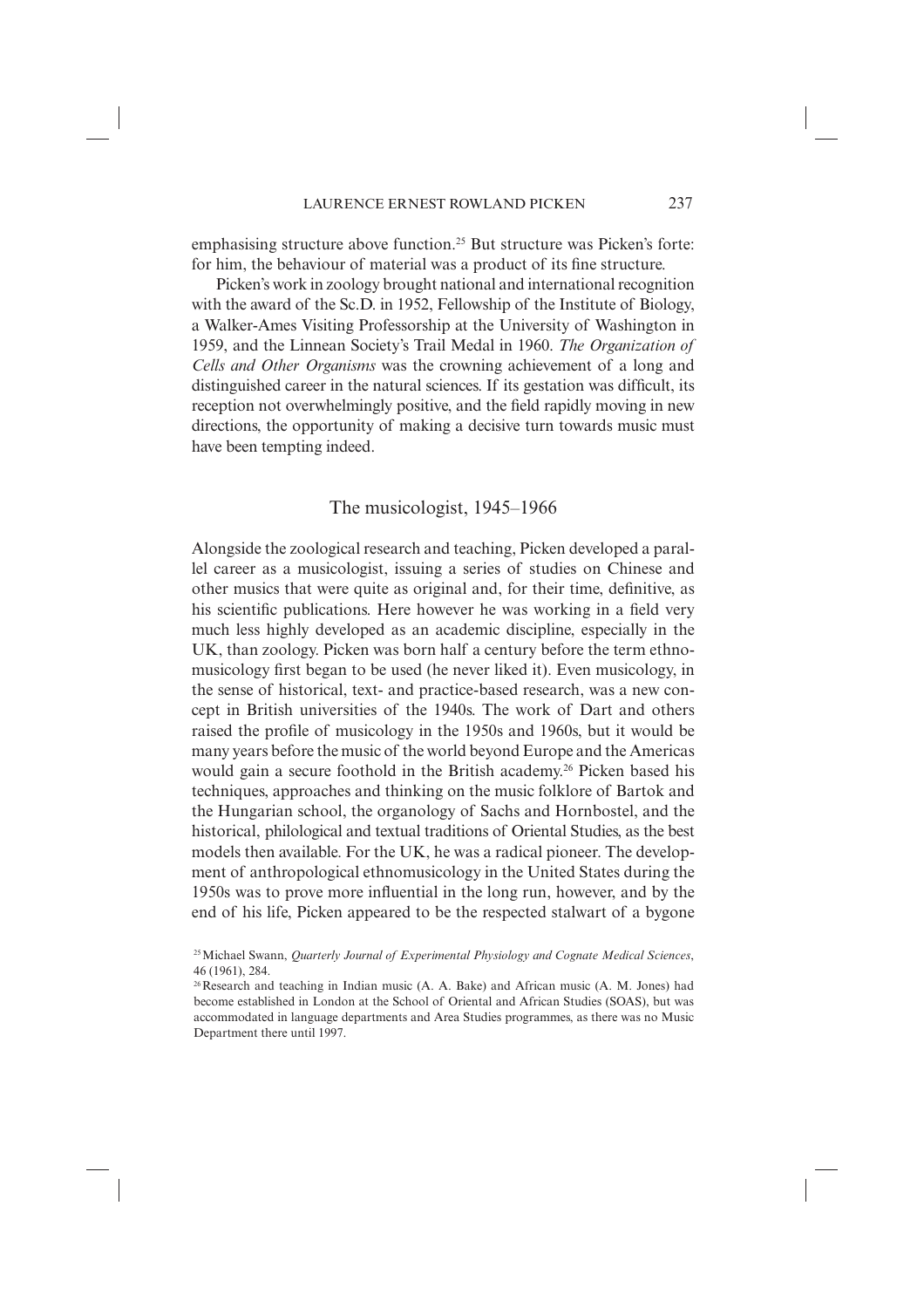emphasising structure above function.[25] But structure was Picken's forte: for him, the behaviour of material was a product of its fine structure.

Picken's work in zoology brought national and international recognition with the award of the Sc.D. in 1952, Fellowship of the Institute of Biology, a Walker-Ames Visiting Professorship at the University of Washington in 1959, and the Linnean Society's Trail Medal in 1960. *The Organization of Cells and Other Organisms* was the crowning achievement of a long and distinguished career in the natural sciences. If its gestation was difficult, its reception not overwhelmingly positive, and the field rapidly moving in new directions, the opportunity of making a decisive turn towards music must have been tempting indeed.

## The musicologist, 1945–1966

Alongside the zoological research and teaching, Picken developed a parallel career as a musicologist, issuing a series of studies on Chinese and other musics that were quite as original and, for their time, definitive, as his scientific publications. Here however he was working in a field very much less highly developed as an academic discipline, especially in the UK, than zoology. Picken was born half a century before the term ethnomusicology first began to be used (he never liked it). Even musicology, in the sense of historical, text- and practice-based research, was a new concept in British universities of the 1940s. The work of Dart and others raised the profile of musicology in the 1950s and 1960s, but it would be many years before the music of the world beyond Europe and the Americas would gain a secure foothold in the British academy.[26] Picken based his techniques, approaches and thinking on the music folklore of Bartok and the Hungarian school, the organology of Sachs and Hornbostel, and the historical, philological and textual traditions of Oriental Studies, as the best models then available. For the UK, he was a radical pioneer. The development of anthropological ethnomusicology in the United States during the 1950s was to prove more influential in the long run, however, and by the end of his life, Picken appeared to be the respected stalwart of a bygone

[25] Michael Swann, *Quarterly Journal of Experimental Physiology and Cognate Medical Sciences*, 46 (1961), 284.

[26] Research and teaching in Indian music (A. A. Bake) and African music (A. M. Jones) had become established in London at the School of Oriental and African Studies (SOAS), but was accommodated in language departments and Area Studies programmes, as there was no Music Department there until 1997.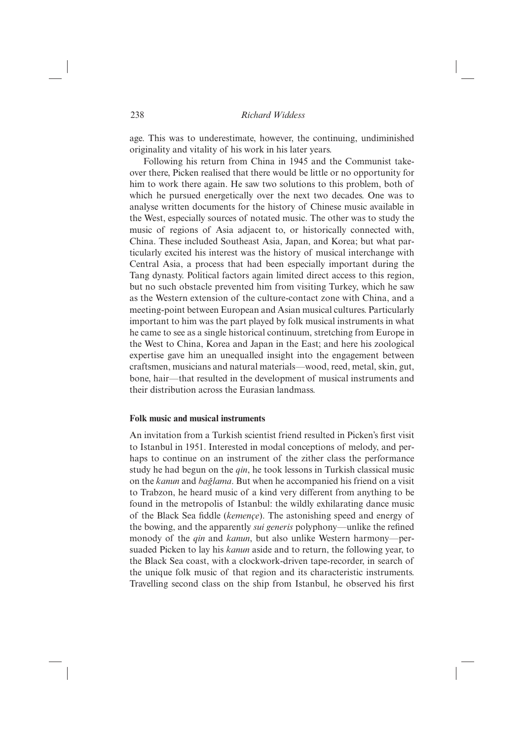age. This was to underestimate, however, the continuing, undiminished originality and vitality of his work in his later years.

Following his return from China in 1945 and the Communist takeover there, Picken realised that there would be little or no opportunity for him to work there again. He saw two solutions to this problem, both of which he pursued energetically over the next two decades. One was to analyse written documents for the history of Chinese music available in the West, especially sources of notated music. The other was to study the music of regions of Asia adjacent to, or historically connected with, China. These included Southeast Asia, Japan, and Korea; but what particularly excited his interest was the history of musical interchange with Central Asia, a process that had been especially important during the Tang dynasty. Political factors again limited direct access to this region, but no such obstacle prevented him from visiting Turkey, which he saw as the Western extension of the culture-contact zone with China, and a meeting-point between European and Asian musical cultures. Particularly important to him was the part played by folk musical instruments in what he came to see as a single historical continuum, stretching from Europe in the West to China, Korea and Japan in the East; and here his zoological expertise gave him an unequalled insight into the engagement between craftsmen, musicians and natural materials—wood, reed, metal, skin, gut, bone, hair—that resulted in the development of musical instruments and their distribution across the Eurasian landmass.

### Folk music and musical instruments

An invitation from a Turkish scientist friend resulted in Picken's first visit to Istanbul in 1951. Interested in modal conceptions of melody, and perhaps to continue on an instrument of the zither class the performance study he had begun on the *qin*, he took lessons in Turkish classical music on the *kanun* and *bağlama*. But when he accompanied his friend on a visit to Trabzon, he heard music of a kind very different from anything to be found in the metropolis of Istanbul: the wildly exhilarating dance music of the Black Sea fiddle (*kemençe*). The astonishing speed and energy of the bowing, and the apparently *sui generis* polyphony—unlike the refined monody of the *qin* and *kanun*, but also unlike Western harmony—persuaded Picken to lay his *kanun* aside and to return, the following year, to the Black Sea coast, with a clockwork-driven tape-recorder, in search of the unique folk music of that region and its characteristic instruments. Travelling second class on the ship from Istanbul, he observed his first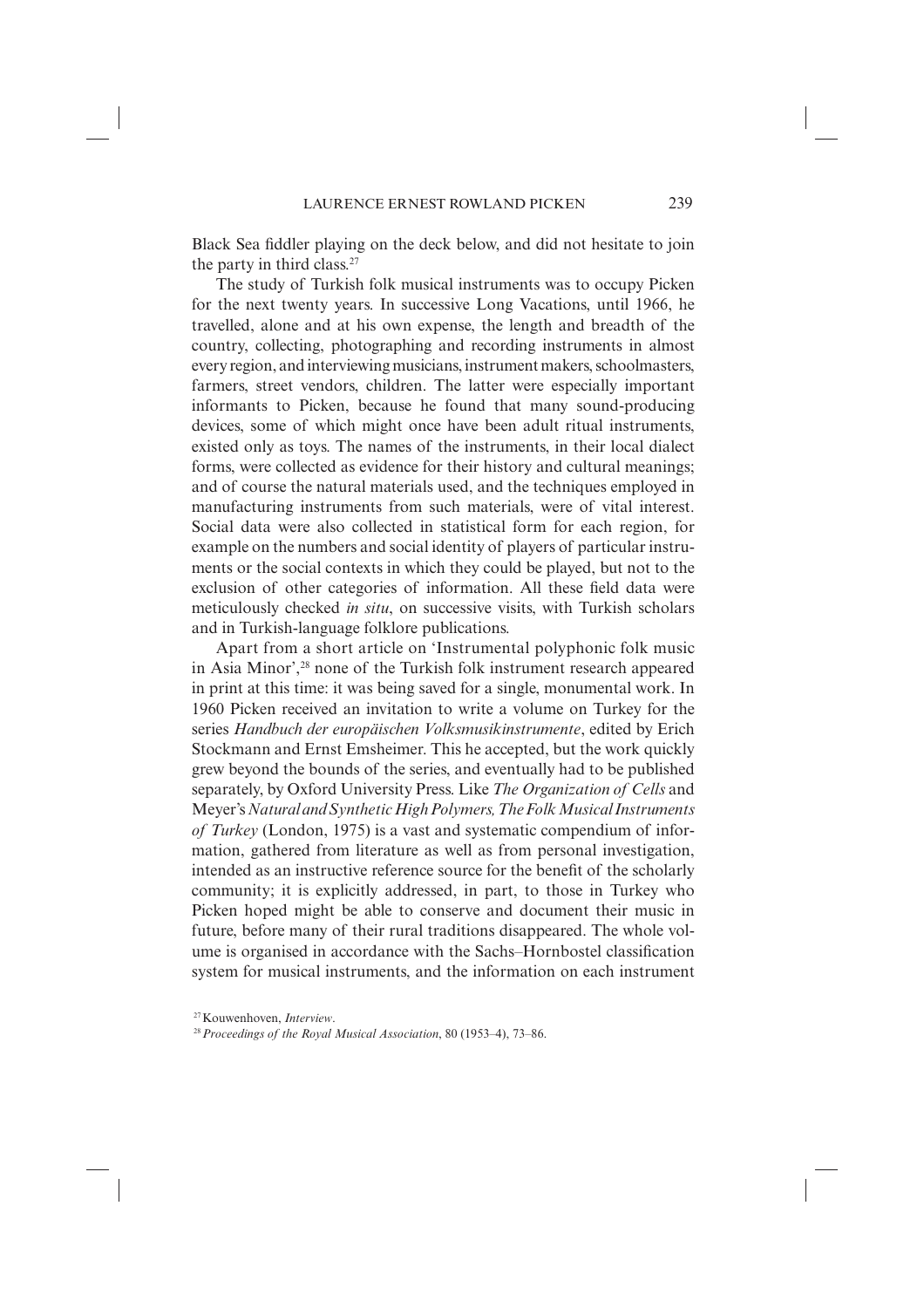Black Sea fiddler playing on the deck below, and did not hesitate to join the party in third class.[27]

The study of Turkish folk musical instruments was to occupy Picken for the next twenty years. In successive Long Vacations, until 1966, he travelled, alone and at his own expense, the length and breadth of the country, collecting, photographing and recording instruments in almost every region, and interviewing musicians, instrument makers, schoolmasters, farmers, street vendors, children. The latter were especially important informants to Picken, because he found that many sound-producing devices, some of which might once have been adult ritual instruments, existed only as toys. The names of the instruments, in their local dialect forms, were collected as evidence for their history and cultural meanings; and of course the natural materials used, and the techniques employed in manufacturing instruments from such materials, were of vital interest. Social data were also collected in statistical form for each region, for example on the numbers and social identity of players of particular instruments or the social contexts in which they could be played, but not to the exclusion of other categories of information. All these field data were meticulously checked *in situ*, on successive visits, with Turkish scholars and in Turkish-language folklore publications.

Apart from a short article on 'Instrumental polyphonic folk music in Asia Minor',[28] none of the Turkish folk instrument research appeared in print at this time: it was being saved for a single, monumental work. In 1960 Picken received an invitation to write a volume on Turkey for the series *Handbuch der europäischen Volksmusikinstrumente*, edited by Erich Stockmann and Ernst Emsheimer. This he accepted, but the work quickly grew beyond the bounds of the series, and eventually had to be published separately, by Oxford University Press. Like *The Organization of Cells* and Meyer's *Natural and Synthetic High Polymers, The Folk Musical Instruments of Turkey* (London, 1975) is a vast and systematic compendium of information, gathered from literature as well as from personal investigation, intended as an instructive reference source for the benefit of the scholarly community; it is explicitly addressed, in part, to those in Turkey who Picken hoped might be able to conserve and document their music in future, before many of their rural traditions disappeared. The whole volume is organised in accordance with the Sachs–Hornbostel classification system for musical instruments, and the information on each instrument

[27] Kouwenhoven, *Interview*.

[28] *Proceedings of the Royal Musical Association*, 80 (1953–4), 73–86.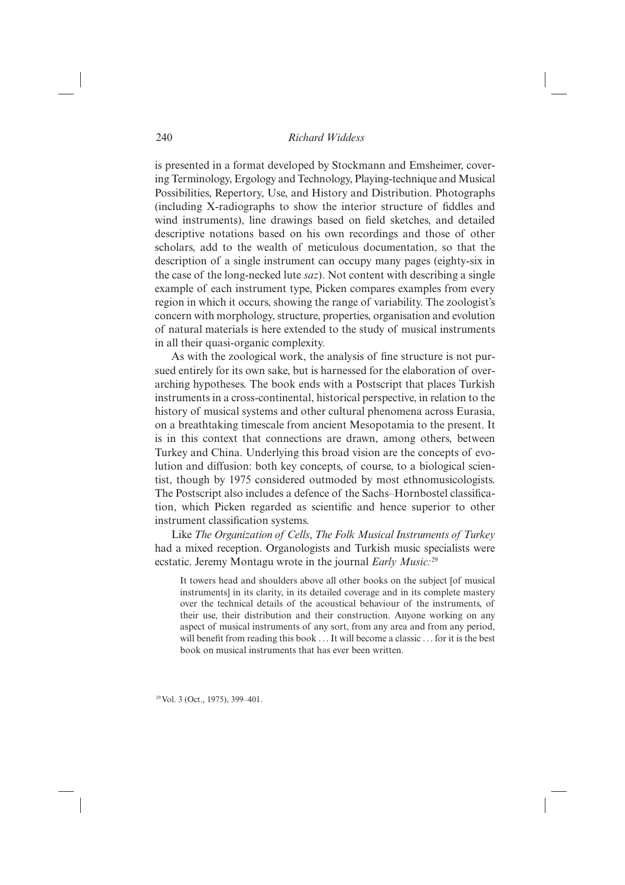is presented in a format developed by Stockmann and Emsheimer, covering Terminology, Ergology and Technology, Playing-technique and Musical Possibilities, Repertory, Use, and History and Distribution. Photographs (including X-radiographs to show the interior structure of fiddles and wind instruments), line drawings based on field sketches, and detailed descriptive notations based on his own recordings and those of other scholars, add to the wealth of meticulous documentation, so that the description of a single instrument can occupy many pages (eighty-six in the case of the long-necked lute *saz*). Not content with describing a single example of each instrument type, Picken compares examples from every region in which it occurs, showing the range of variability. The zoologist's concern with morphology, structure, properties, organisation and evolution of natural materials is here extended to the study of musical instruments in all their quasi-organic complexity.

As with the zoological work, the analysis of fine structure is not pursued entirely for its own sake, but is harnessed for the elaboration of overarching hypotheses. The book ends with a Postscript that places Turkish instruments in a cross-continental, historical perspective, in relation to the history of musical systems and other cultural phenomena across Eurasia, on a breathtaking timescale from ancient Mesopotamia to the present. It is in this context that connections are drawn, among others, between Turkey and China. Underlying this broad vision are the concepts of evolution and diffusion: both key concepts, of course, to a biological scientist, though by 1975 considered outmoded by most ethnomusicologists. The Postscript also includes a defence of the Sachs–Hornbostel classification, which Picken regarded as scientific and hence superior to other instrument classification systems.

Like *The Organization of Cells*, *The Folk Musical Instruments of Turkey* had a mixed reception. Organologists and Turkish music specialists were ecstatic. Jeremy Montagu wrote in the journal *Early Music*:[29]

> It towers head and shoulders above all other books on the subject [of musical instruments] in its clarity, in its detailed coverage and in its complete mastery over the technical details of the acoustical behaviour of the instruments, of their use, their distribution and their construction. Anyone working on any aspect of musical instruments of any sort, from any area and from any period, will benefit from reading this book … It will become a classic … for it is the best book on musical instruments that has ever been written.

[29] Vol. 3 (Oct., 1975), 399–401.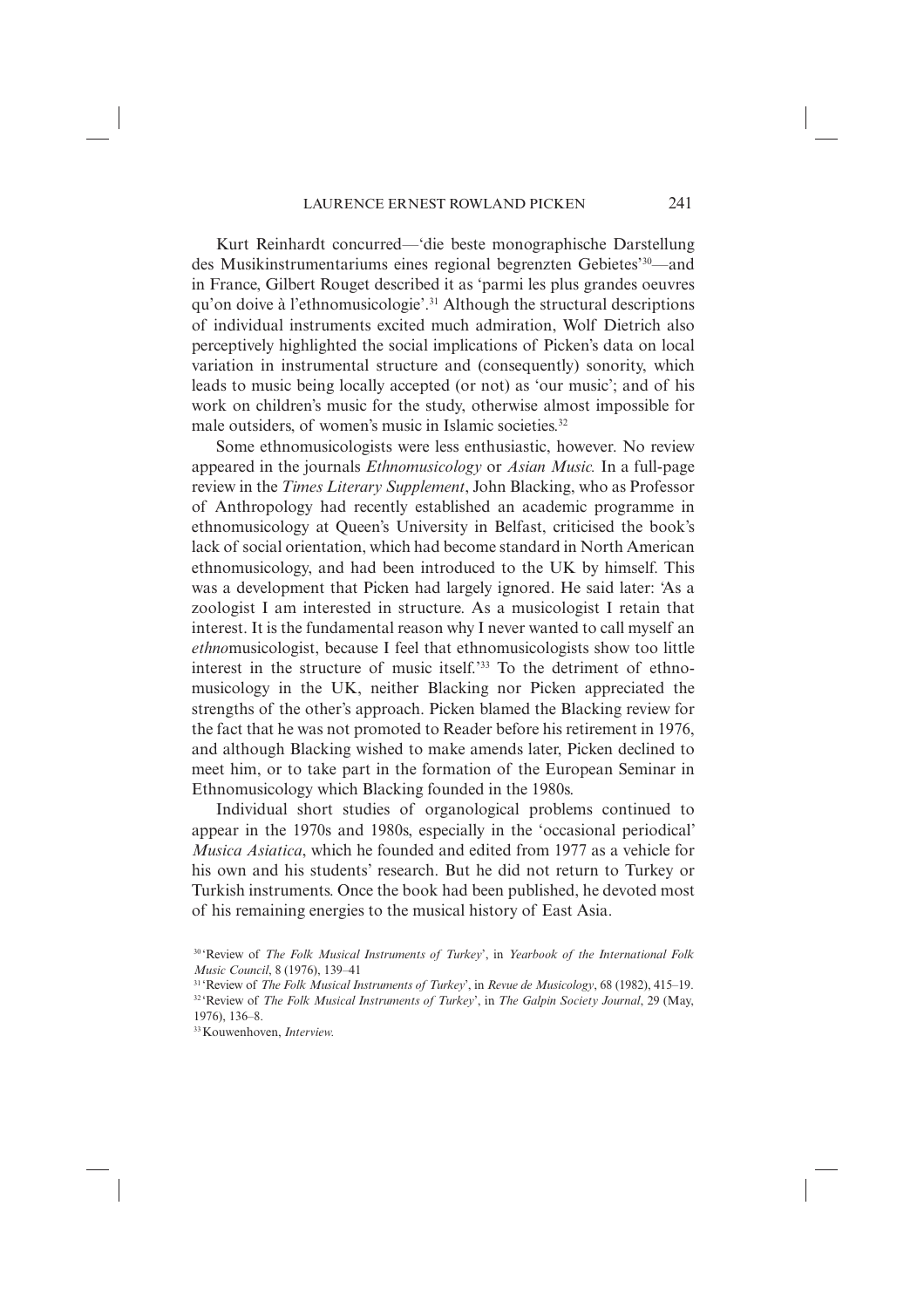Kurt Reinhardt concurred—'die beste monographische Darstellung des Musikinstrumentariums eines regional begrenzten Gebietes'[30]—and in France, Gilbert Rouget described it as 'parmi les plus grandes oeuvres qu'on doive à l'ethnomusicologie'.[31] Although the structural descriptions of individual instruments excited much admiration, Wolf Dietrich also perceptively highlighted the social implications of Picken's data on local variation in instrumental structure and (consequently) sonority, which leads to music being locally accepted (or not) as 'our music'; and of his work on children's music for the study, otherwise almost impossible for male outsiders, of women's music in Islamic societies.[32]

Some ethnomusicologists were less enthusiastic, however. No review appeared in the journals *Ethnomusicology* or *Asian Music.* In a full-page review in the *Times Literary Supplement*, John Blacking, who as Professor of Anthropology had recently established an academic programme in ethnomusicology at Queen's University in Belfast, criticised the book's lack of social orientation, which had become standard in North American ethnomusicology, and had been introduced to the UK by himself. This was a development that Picken had largely ignored. He said later: 'As a zoologist I am interested in structure. As a musicologist I retain that interest. It is the fundamental reason why I never wanted to call myself an *ethno*musicologist, because I feel that ethnomusicologists show too little interest in the structure of music itself.'[33] To the detriment of ethnomusicology in the UK, neither Blacking nor Picken appreciated the strengths of the other's approach. Picken blamed the Blacking review for the fact that he was not promoted to Reader before his retirement in 1976, and although Blacking wished to make amends later, Picken declined to meet him, or to take part in the formation of the European Seminar in Ethnomusicology which Blacking founded in the 1980s.

Individual short studies of organological problems continued to appear in the 1970s and 1980s, especially in the 'occasional periodical' *Musica Asiatica*, which he founded and edited from 1977 as a vehicle for his own and his students' research. But he did not return to Turkey or Turkish instruments. Once the book had been published, he devoted most of his remaining energies to the musical history of East Asia.

---

[30] 'Review of *The Folk Musical Instruments of Turkey*', in *Yearbook of the International Folk Music Council*, 8 (1976), 139–41

[31] 'Review of *The Folk Musical Instruments of Turkey*', in *Revue de Musicology*, 68 (1982), 415–19.

[32] 'Review of *The Folk Musical Instruments of Turkey*', in *The Galpin Society Journal*, 29 (May, 1976), 136–8.

[33] Kouwenhoven, *Interview.*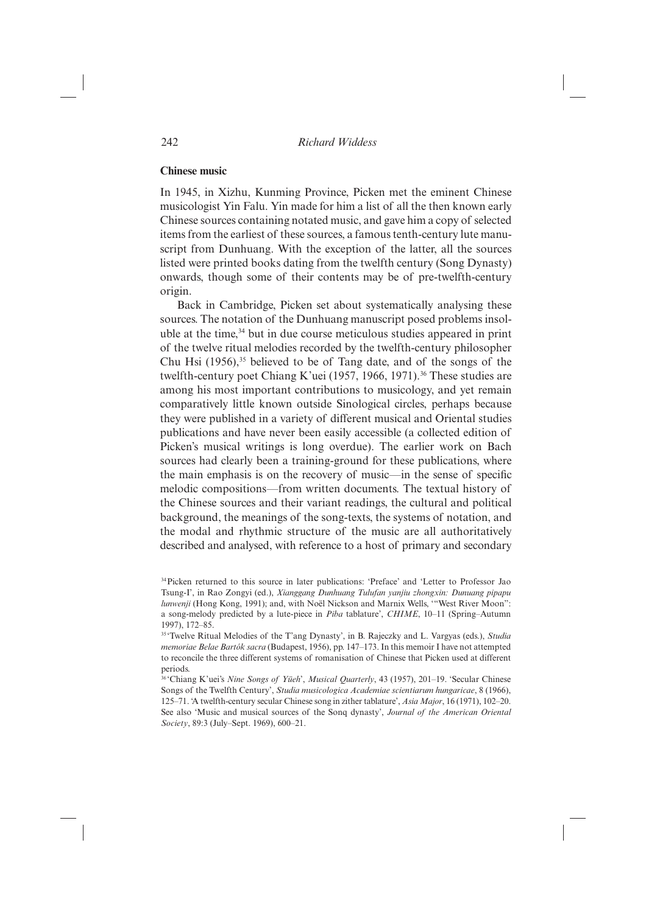## Chinese music

In 1945, in Xizhu, Kunming Province, Picken met the eminent Chinese musicologist Yin Falu. Yin made for him a list of all the then known early Chinese sources containing notated music, and gave him a copy of selected items from the earliest of these sources, a famous tenth-century lute manuscript from Dunhuang. With the exception of the latter, all the sources listed were printed books dating from the twelfth century (Song Dynasty) onwards, though some of their contents may be of pre-twelfth-century origin.

Back in Cambridge, Picken set about systematically analysing these sources. The notation of the Dunhuang manuscript posed problems insoluble at the time,[34] but in due course meticulous studies appeared in print of the twelve ritual melodies recorded by the twelfth-century philosopher Chu Hsi (1956),[35] believed to be of Tang date, and of the songs of the twelfth-century poet Chiang K'uei (1957, 1966, 1971).[36] These studies are among his most important contributions to musicology, and yet remain comparatively little known outside Sinological circles, perhaps because they were published in a variety of different musical and Oriental studies publications and have never been easily accessible (a collected edition of Picken's musical writings is long overdue). The earlier work on Bach sources had clearly been a training-ground for these publications, where the main emphasis is on the recovery of music—in the sense of specific melodic compositions—from written documents. The textual history of the Chinese sources and their variant readings, the cultural and political background, the meanings of the song-texts, the systems of notation, and the modal and rhythmic structure of the music are all authoritatively described and analysed, with reference to a host of primary and secondary

---

[34] Picken returned to this source in later publications: 'Preface' and 'Letter to Professor Jao Tsung-I', in Rao Zongyi (ed.), *Xianggang Dunhuang Tulufan yanjiu zhongxin: Dunuang pipapu lunwenji* (Hong Kong, 1991); and, with Noël Nickson and Marnix Wells, '"West River Moon": a song-melody predicted by a lute-piece in *Piba* tablature', *CHIME*, 10–11 (Spring–Autumn 1997), 172–85.

[35] 'Twelve Ritual Melodies of the T'ang Dynasty', in B. Rajeczky and L. Vargyas (eds.), *Studia memoriae Belae Bartók sacra* (Budapest, 1956), pp. 147–173. In this memoir I have not attempted to reconcile the three different systems of romanisation of Chinese that Picken used at different periods.

[36] 'Chiang K'uei's *Nine Songs of Yüeh*', *Musical Quarterly*, 43 (1957), 201–19. 'Secular Chinese Songs of the Twelfth Century', *Studia musicologica Academiae scientiarum hungaricae*, 8 (1966), 125–71. 'A twelfth-century secular Chinese song in zither tablature', *Asia Major*, 16 (1971), 102–20. See also 'Music and musical sources of the Sonq dynasty', *Journal of the American Oriental Society*, 89:3 (July–Sept. 1969), 600–21.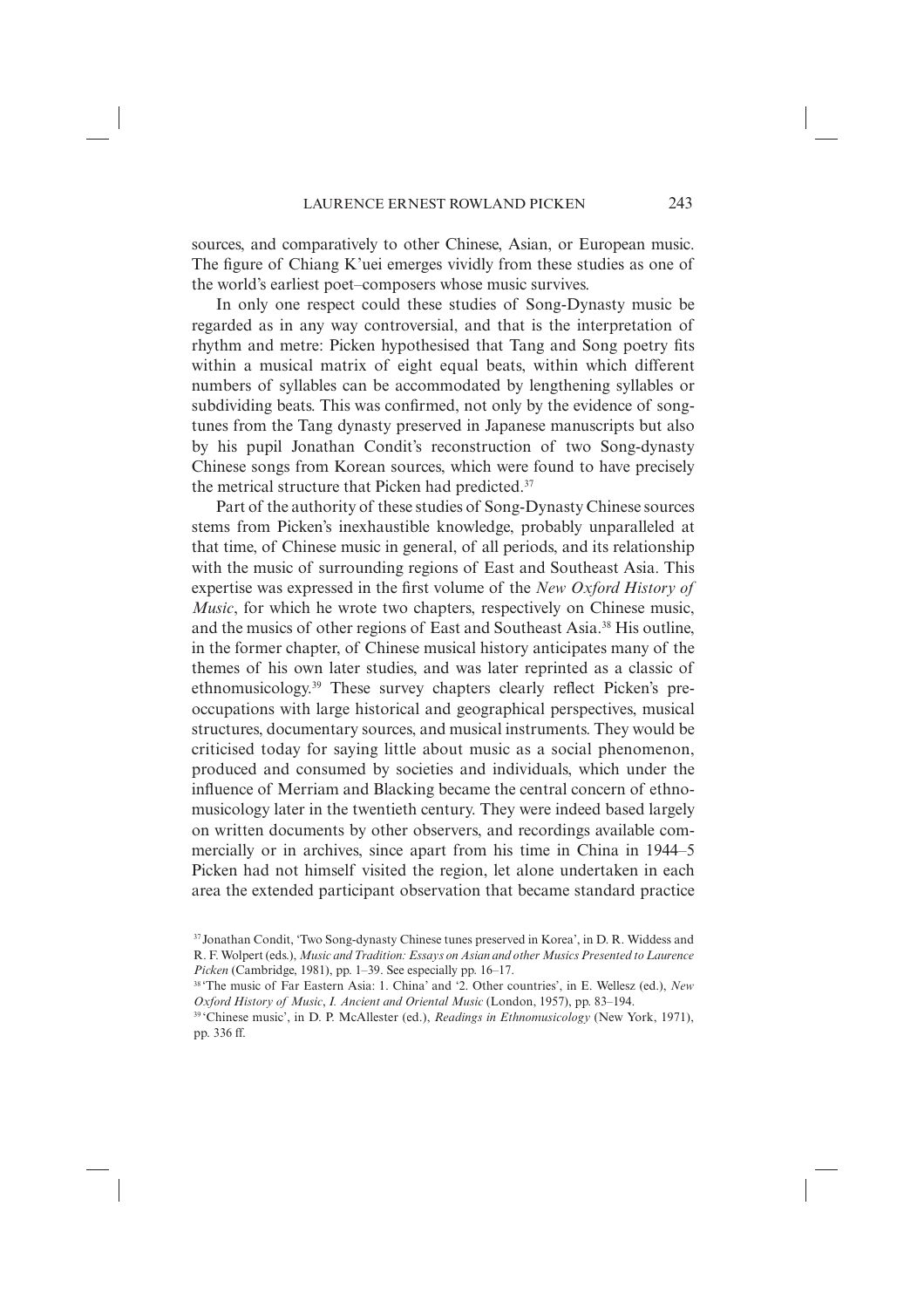sources, and comparatively to other Chinese, Asian, or European music. The figure of Chiang K'uei emerges vividly from these studies as one of the world's earliest poet–composers whose music survives.

In only one respect could these studies of Song-Dynasty music be regarded as in any way controversial, and that is the interpretation of rhythm and metre: Picken hypothesised that Tang and Song poetry fits within a musical matrix of eight equal beats, within which different numbers of syllables can be accommodated by lengthening syllables or subdividing beats. This was confirmed, not only by the evidence of song-tunes from the Tang dynasty preserved in Japanese manuscripts but also by his pupil Jonathan Condit's reconstruction of two Song-dynasty Chinese songs from Korean sources, which were found to have precisely the metrical structure that Picken had predicted.[37]

Part of the authority of these studies of Song-Dynasty Chinese sources stems from Picken's inexhaustible knowledge, probably unparalleled at that time, of Chinese music in general, of all periods, and its relationship with the music of surrounding regions of East and Southeast Asia. This expertise was expressed in the first volume of the *New Oxford History of Music*, for which he wrote two chapters, respectively on Chinese music, and the musics of other regions of East and Southeast Asia.[38] His outline, in the former chapter, of Chinese musical history anticipates many of the themes of his own later studies, and was later reprinted as a classic of ethnomusicology.[39] These survey chapters clearly reflect Picken's pre-occupations with large historical and geographical perspectives, musical structures, documentary sources, and musical instruments. They would be criticised today for saying little about music as a social phenomenon, produced and consumed by societies and individuals, which under the influence of Merriam and Blacking became the central concern of ethno-musicology later in the twentieth century. They were indeed based largely on written documents by other observers, and recordings available commercially or in archives, since apart from his time in China in 1944–5 Picken had not himself visited the region, let alone undertaken in each area the extended participant observation that became standard practice

[37] Jonathan Condit, 'Two Song-dynasty Chinese tunes preserved in Korea', in D. R. Widdess and R. F. Wolpert (eds.), *Music and Tradition: Essays on Asian and other Musics Presented to Laurence Picken* (Cambridge, 1981), pp. 1–39. See especially pp. 16–17.

[38] 'The music of Far Eastern Asia: 1. China' and '2. Other countries', in E. Wellesz (ed.), *New Oxford History of Music*, *I. Ancient and Oriental Music* (London, 1957), pp. 83–194.

[39] 'Chinese music', in D. P. McAllester (ed.), *Readings in Ethnomusicology* (New York, 1971), pp. 336 ff.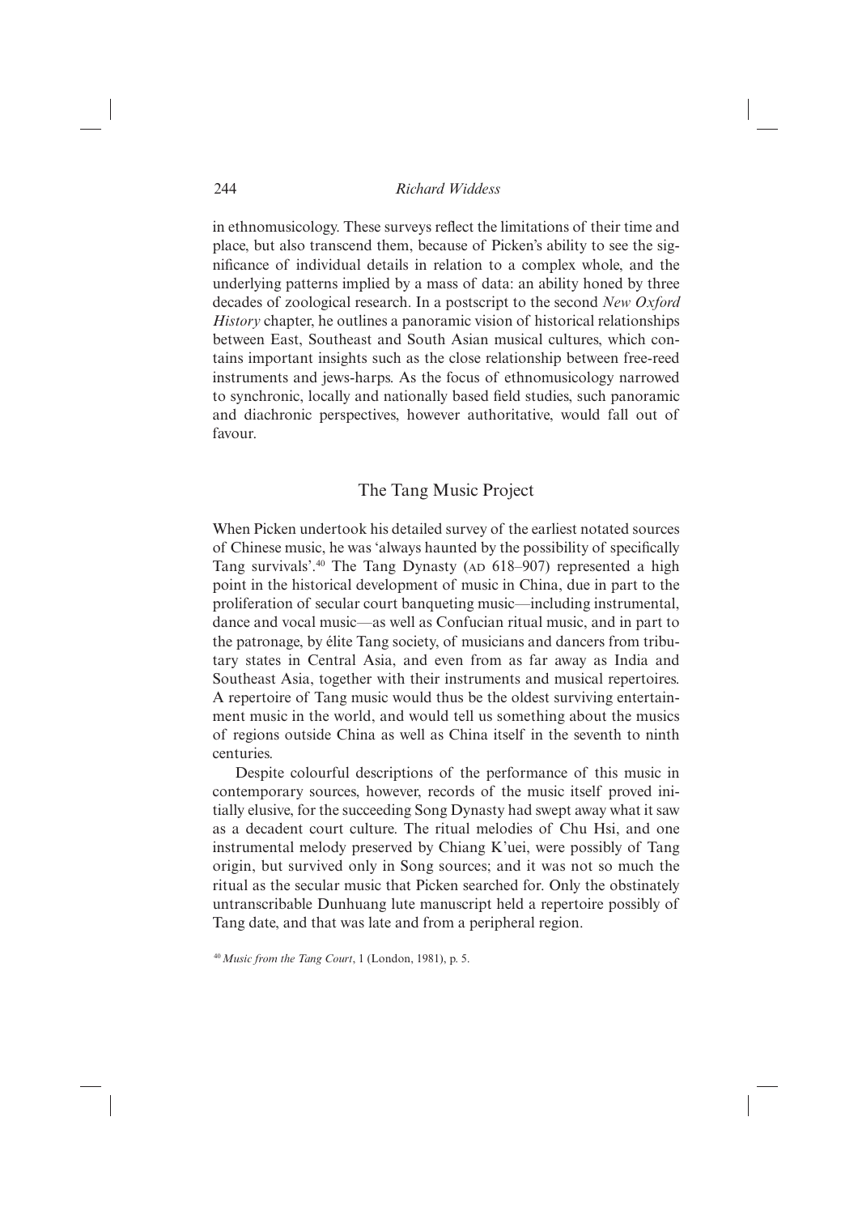in ethnomusicology. These surveys reflect the limitations of their time and place, but also transcend them, because of Picken's ability to see the significance of individual details in relation to a complex whole, and the underlying patterns implied by a mass of data: an ability honed by three decades of zoological research. In a postscript to the second *New Oxford History* chapter, he outlines a panoramic vision of historical relationships between East, Southeast and South Asian musical cultures, which contains important insights such as the close relationship between free-reed instruments and jews-harps. As the focus of ethnomusicology narrowed to synchronic, locally and nationally based field studies, such panoramic and diachronic perspectives, however authoritative, would fall out of favour.

## The Tang Music Project

When Picken undertook his detailed survey of the earliest notated sources of Chinese music, he was 'always haunted by the possibility of specifically Tang survivals'.[40] The Tang Dynasty (AD 618–907) represented a high point in the historical development of music in China, due in part to the proliferation of secular court banqueting music—including instrumental, dance and vocal music—as well as Confucian ritual music, and in part to the patronage, by élite Tang society, of musicians and dancers from tributary states in Central Asia, and even from as far away as India and Southeast Asia, together with their instruments and musical repertoires. A repertoire of Tang music would thus be the oldest surviving entertainment music in the world, and would tell us something about the musics of regions outside China as well as China itself in the seventh to ninth centuries.

Despite colourful descriptions of the performance of this music in contemporary sources, however, records of the music itself proved initially elusive, for the succeeding Song Dynasty had swept away what it saw as a decadent court culture. The ritual melodies of Chu Hsi, and one instrumental melody preserved by Chiang K'uei, were possibly of Tang origin, but survived only in Song sources; and it was not so much the ritual as the secular music that Picken searched for. Only the obstinately untranscribable Dunhuang lute manuscript held a repertoire possibly of Tang date, and that was late and from a peripheral region.

[40] *Music from the Tang Court*, 1 (London, 1981), p. 5.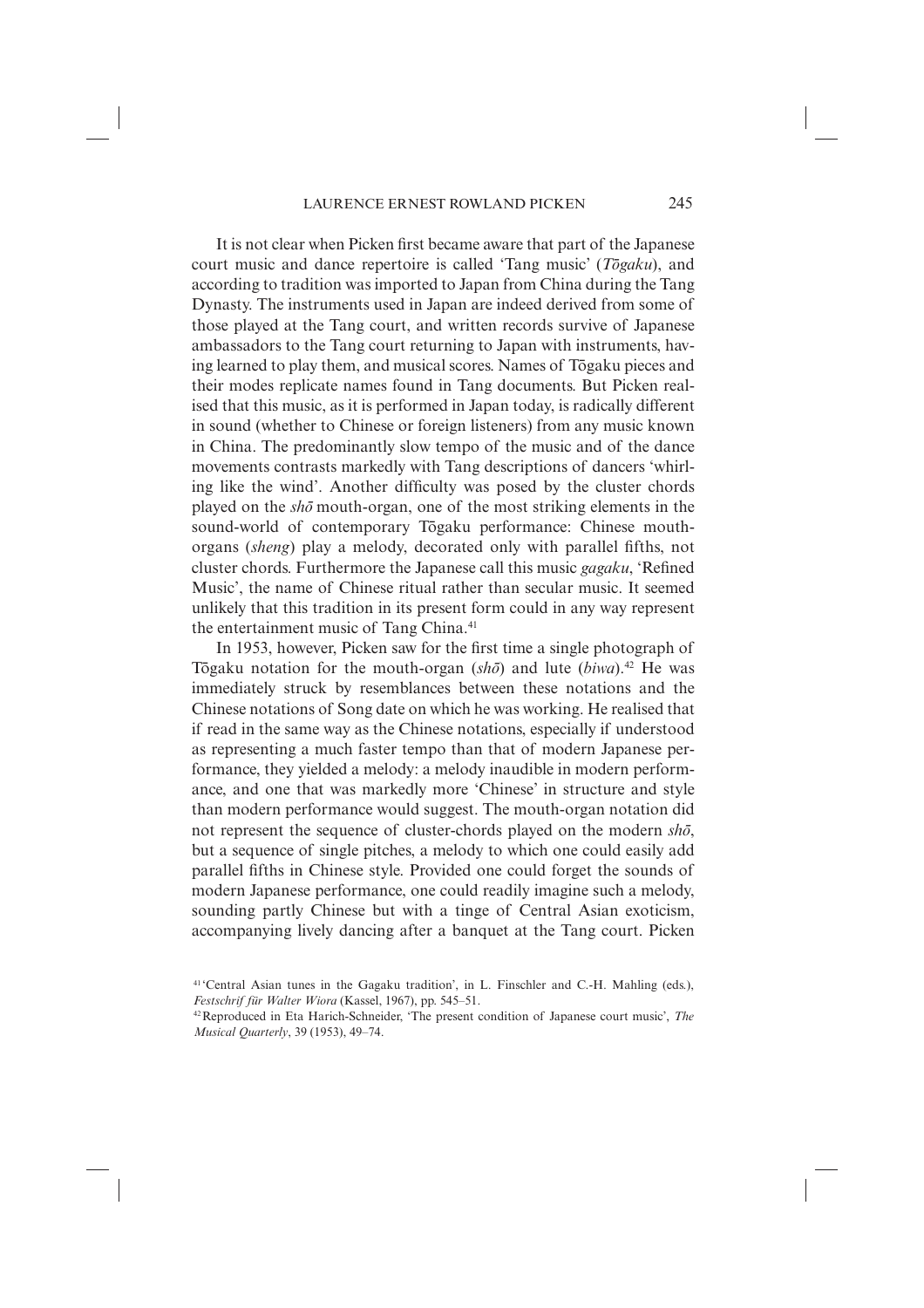It is not clear when Picken first became aware that part of the Japanese court music and dance repertoire is called 'Tang music' (*Tōgaku*), and according to tradition was imported to Japan from China during the Tang Dynasty. The instruments used in Japan are indeed derived from some of those played at the Tang court, and written records survive of Japanese ambassadors to the Tang court returning to Japan with instruments, having learned to play them, and musical scores. Names of Tōgaku pieces and their modes replicate names found in Tang documents. But Picken realised that this music, as it is performed in Japan today, is radically different in sound (whether to Chinese or foreign listeners) from any music known in China. The predominantly slow tempo of the music and of the dance movements contrasts markedly with Tang descriptions of dancers 'whirling like the wind'. Another difficulty was posed by the cluster chords played on the *shō* mouth-organ, one of the most striking elements in the sound-world of contemporary Tōgaku performance: Chinese mouth-organs (*sheng*) play a melody, decorated only with parallel fifths, not cluster chords. Furthermore the Japanese call this music *gagaku*, 'Refined Music', the name of Chinese ritual rather than secular music. It seemed unlikely that this tradition in its present form could in any way represent the entertainment music of Tang China.[41]

In 1953, however, Picken saw for the first time a single photograph of Tōgaku notation for the mouth-organ (*shō*) and lute (*biwa*).[42] He was immediately struck by resemblances between these notations and the Chinese notations of Song date on which he was working. He realised that if read in the same way as the Chinese notations, especially if understood as representing a much faster tempo than that of modern Japanese performance, they yielded a melody: a melody inaudible in modern performance, and one that was markedly more 'Chinese' in structure and style than modern performance would suggest. The mouth-organ notation did not represent the sequence of cluster-chords played on the modern *shō*, but a sequence of single pitches, a melody to which one could easily add parallel fifths in Chinese style. Provided one could forget the sounds of modern Japanese performance, one could readily imagine such a melody, sounding partly Chinese but with a tinge of Central Asian exoticism, accompanying lively dancing after a banquet at the Tang court. Picken

[41] 'Central Asian tunes in the Gagaku tradition', in L. Finschler and C.-H. Mahling (eds.), *Festschrif für Walter Wiora* (Kassel, 1967), pp. 545–51.

[42] Reproduced in Eta Harich-Schneider, 'The present condition of Japanese court music', *The Musical Quarterly*, 39 (1953), 49–74.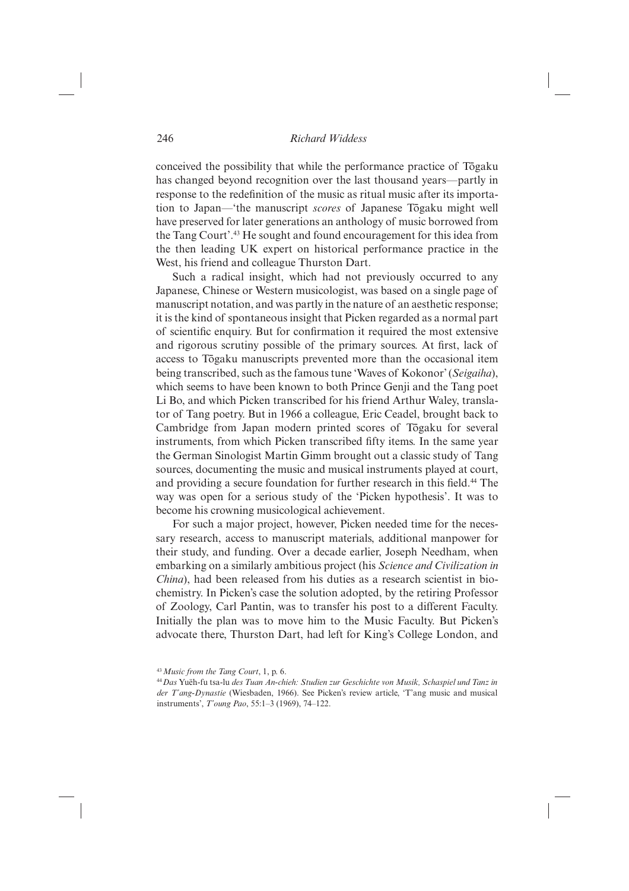conceived the possibility that while the performance practice of Tōgaku has changed beyond recognition over the last thousand years—partly in response to the redefinition of the music as ritual music after its importation to Japan—'the manuscript *scores* of Japanese Tōgaku might well have preserved for later generations an anthology of music borrowed from the Tang Court'.[43] He sought and found encouragement for this idea from the then leading UK expert on historical performance practice in the West, his friend and colleague Thurston Dart.

Such a radical insight, which had not previously occurred to any Japanese, Chinese or Western musicologist, was based on a single page of manuscript notation, and was partly in the nature of an aesthetic response; it is the kind of spontaneous insight that Picken regarded as a normal part of scientific enquiry. But for confirmation it required the most extensive and rigorous scrutiny possible of the primary sources. At first, lack of access to Tōgaku manuscripts prevented more than the occasional item being transcribed, such as the famous tune 'Waves of Kokonor' (*Seigaiha*), which seems to have been known to both Prince Genji and the Tang poet Li Bo, and which Picken transcribed for his friend Arthur Waley, translator of Tang poetry. But in 1966 a colleague, Eric Ceadel, brought back to Cambridge from Japan modern printed scores of Tōgaku for several instruments, from which Picken transcribed fifty items. In the same year the German Sinologist Martin Gimm brought out a classic study of Tang sources, documenting the music and musical instruments played at court, and providing a secure foundation for further research in this field.[44] The way was open for a serious study of the 'Picken hypothesis'. It was to become his crowning musicological achievement.

For such a major project, however, Picken needed time for the necessary research, access to manuscript materials, additional manpower for their study, and funding. Over a decade earlier, Joseph Needham, when embarking on a similarly ambitious project (his *Science and Civilization in China*), had been released from his duties as a research scientist in biochemistry. In Picken's case the solution adopted, by the retiring Professor of Zoology, Carl Pantin, was to transfer his post to a different Faculty. Initially the plan was to move him to the Music Faculty. But Picken's advocate there, Thurston Dart, had left for King's College London, and

---

[43] *Music from the Tang Court*, 1, p. 6.

[44] *Das* Yuëh-fu tsa-lu *des Tuan An-chieh: Studien zur Geschichte von Musik, Schaspiel und Tanz in der T'ang-Dynastie* (Wiesbaden, 1966). See Picken's review article, 'T'ang music and musical instruments', *T'oung Pao*, 55:1–3 (1969), 74–122.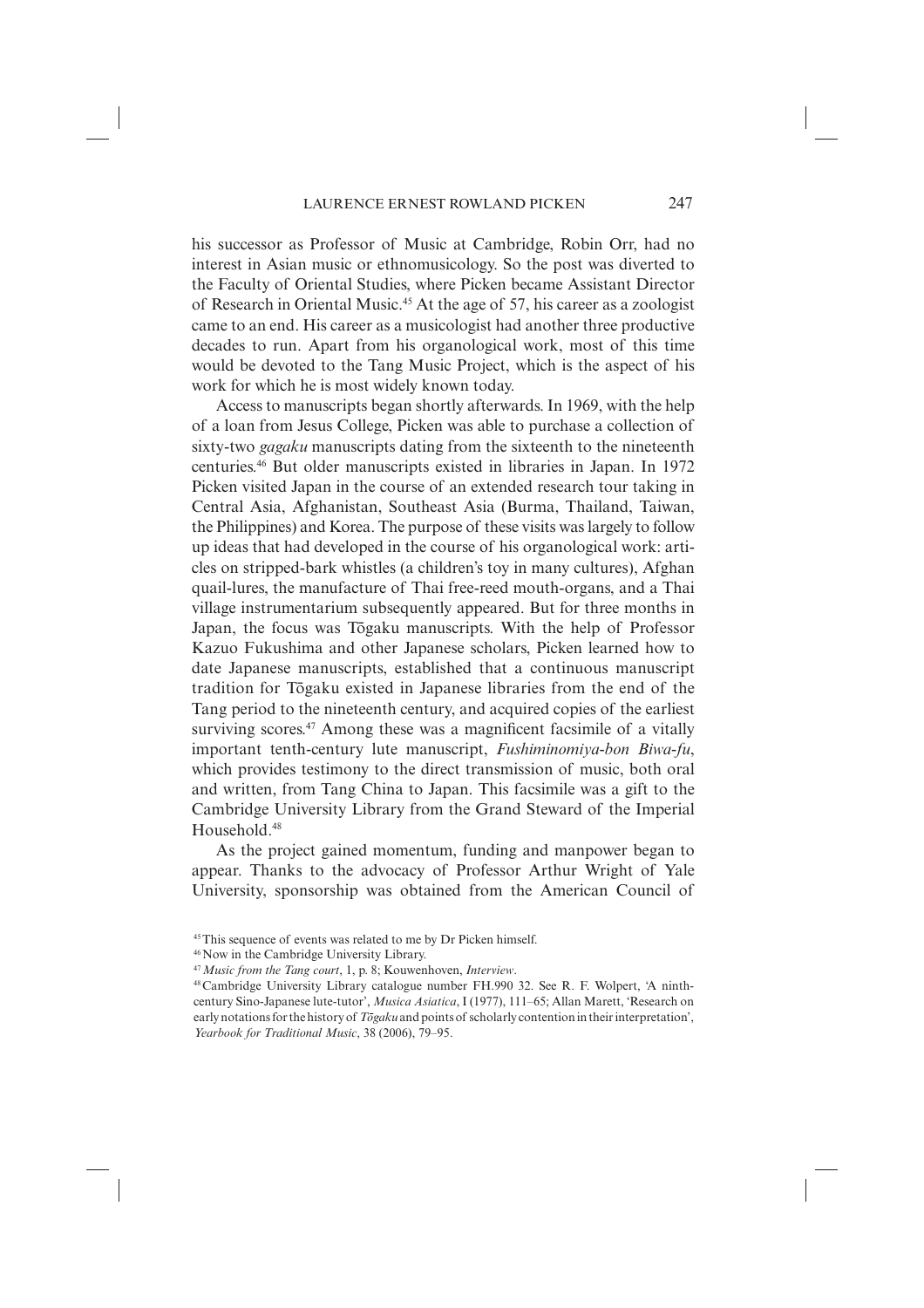his successor as Professor of Music at Cambridge, Robin Orr, had no interest in Asian music or ethnomusicology. So the post was diverted to the Faculty of Oriental Studies, where Picken became Assistant Director of Research in Oriental Music.[45] At the age of 57, his career as a zoologist came to an end. His career as a musicologist had another three productive decades to run. Apart from his organological work, most of this time would be devoted to the Tang Music Project, which is the aspect of his work for which he is most widely known today.

Access to manuscripts began shortly afterwards. In 1969, with the help of a loan from Jesus College, Picken was able to purchase a collection of sixty-two *gagaku* manuscripts dating from the sixteenth to the nineteenth centuries.[46] But older manuscripts existed in libraries in Japan. In 1972 Picken visited Japan in the course of an extended research tour taking in Central Asia, Afghanistan, Southeast Asia (Burma, Thailand, Taiwan, the Philippines) and Korea. The purpose of these visits was largely to follow up ideas that had developed in the course of his organological work: articles on stripped-bark whistles (a children's toy in many cultures), Afghan quail-lures, the manufacture of Thai free-reed mouth-organs, and a Thai village instrumentarium subsequently appeared. But for three months in Japan, the focus was Tōgaku manuscripts. With the help of Professor Kazuo Fukushima and other Japanese scholars, Picken learned how to date Japanese manuscripts, established that a continuous manuscript tradition for Tōgaku existed in Japanese libraries from the end of the Tang period to the nineteenth century, and acquired copies of the earliest surviving scores.[47] Among these was a magnificent facsimile of a vitally important tenth-century lute manuscript, *Fushiminomiya-bon Biwa-fu*, which provides testimony to the direct transmission of music, both oral and written, from Tang China to Japan. This facsimile was a gift to the Cambridge University Library from the Grand Steward of the Imperial Household.[48]

As the project gained momentum, funding and manpower began to appear. Thanks to the advocacy of Professor Arthur Wright of Yale University, sponsorship was obtained from the American Council of

[45] This sequence of events was related to me by Dr Picken himself.

[46] Now in the Cambridge University Library.

[47] *Music from the Tang court*, 1, p. 8; Kouwenhoven, *Interview*.

[48] Cambridge University Library catalogue number FH.990 32. See R. F. Wolpert, 'A ninth-century Sino-Japanese lute-tutor', *Musica Asiatica*, I (1977), 111–65; Allan Marett, 'Research on early notations for the history of *Tōgaku* and points of scholarly contention in their interpretation', *Yearbook for Traditional Music*, 38 (2006), 79–95.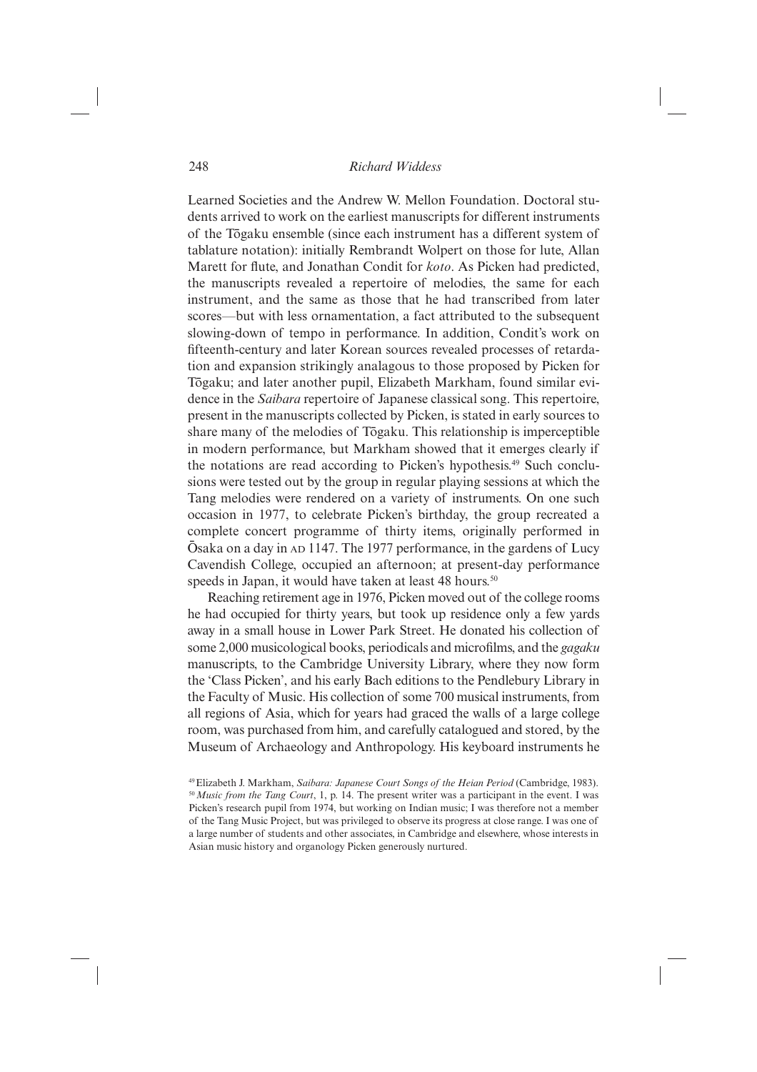Learned Societies and the Andrew W. Mellon Foundation. Doctoral students arrived to work on the earliest manuscripts for different instruments of the Tōgaku ensemble (since each instrument has a different system of tablature notation): initially Rembrandt Wolpert on those for lute, Allan Marett for flute, and Jonathan Condit for *koto*. As Picken had predicted, the manuscripts revealed a repertoire of melodies, the same for each instrument, and the same as those that he had transcribed from later scores—but with less ornamentation, a fact attributed to the subsequent slowing-down of tempo in performance. In addition, Condit's work on fifteenth-century and later Korean sources revealed processes of retardation and expansion strikingly analagous to those proposed by Picken for Tōgaku; and later another pupil, Elizabeth Markham, found similar evidence in the *Saibara* repertoire of Japanese classical song. This repertoire, present in the manuscripts collected by Picken, is stated in early sources to share many of the melodies of Tōgaku. This relationship is imperceptible in modern performance, but Markham showed that it emerges clearly if the notations are read according to Picken's hypothesis.[49] Such conclusions were tested out by the group in regular playing sessions at which the Tang melodies were rendered on a variety of instruments. On one such occasion in 1977, to celebrate Picken's birthday, the group recreated a complete concert programme of thirty items, originally performed in Ōsaka on a day in AD 1147. The 1977 performance, in the gardens of Lucy Cavendish College, occupied an afternoon; at present-day performance speeds in Japan, it would have taken at least 48 hours.[50]

Reaching retirement age in 1976, Picken moved out of the college rooms he had occupied for thirty years, but took up residence only a few yards away in a small house in Lower Park Street. He donated his collection of some 2,000 musicological books, periodicals and microfilms, and the *gagaku* manuscripts, to the Cambridge University Library, where they now form the 'Class Picken', and his early Bach editions to the Pendlebury Library in the Faculty of Music. His collection of some 700 musical instruments, from all regions of Asia, which for years had graced the walls of a large college room, was purchased from him, and carefully catalogued and stored, by the Museum of Archaeology and Anthropology. His keyboard instruments he

[49] Elizabeth J. Markham, *Saibara: Japanese Court Songs of the Heian Period* (Cambridge, 1983).

[50] *Music from the Tang Court*, 1, p. 14. The present writer was a participant in the event. I was Picken's research pupil from 1974, but working on Indian music; I was therefore not a member of the Tang Music Project, but was privileged to observe its progress at close range. I was one of a large number of students and other associates, in Cambridge and elsewhere, whose interests in Asian music history and organology Picken generously nurtured.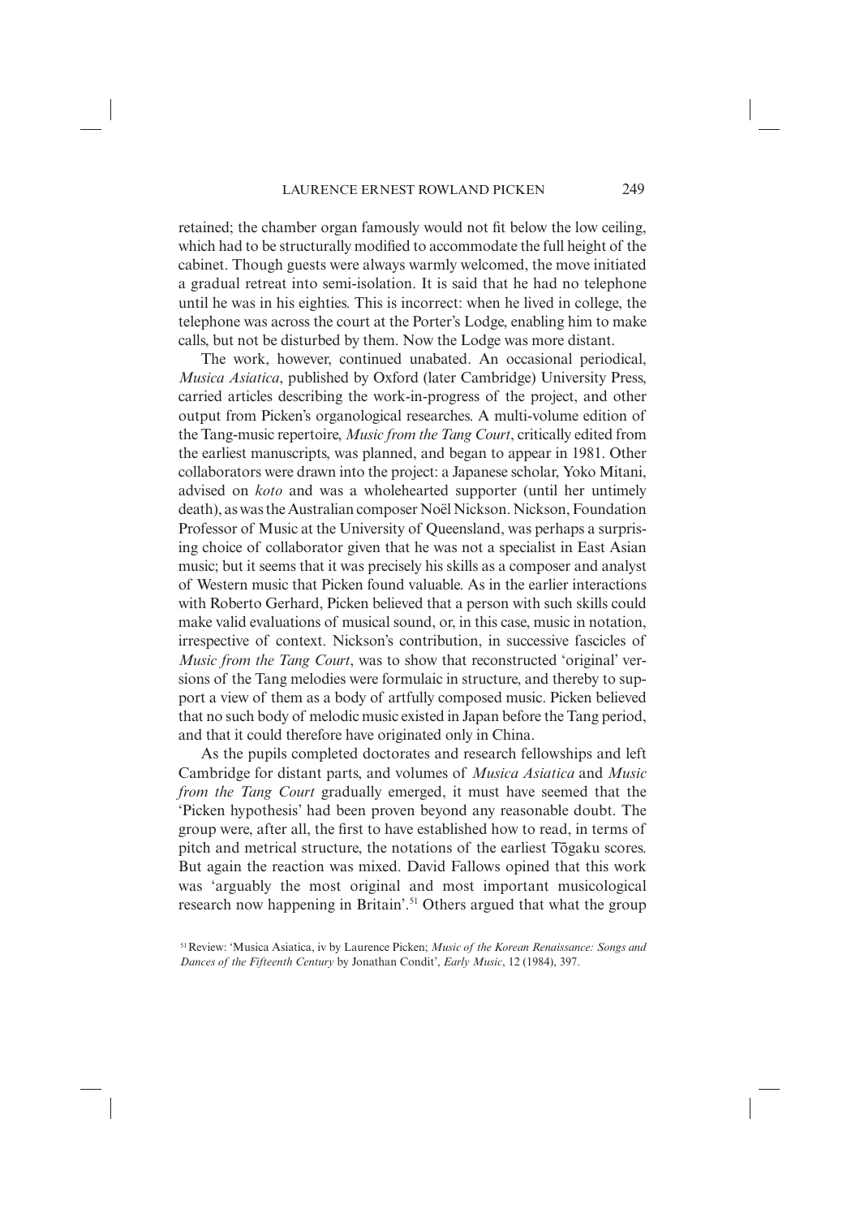retained; the chamber organ famously would not fit below the low ceiling, which had to be structurally modified to accommodate the full height of the cabinet. Though guests were always warmly welcomed, the move initiated a gradual retreat into semi-isolation. It is said that he had no telephone until he was in his eighties. This is incorrect: when he lived in college, the telephone was across the court at the Porter's Lodge, enabling him to make calls, but not be disturbed by them. Now the Lodge was more distant.

The work, however, continued unabated. An occasional periodical, *Musica Asiatica*, published by Oxford (later Cambridge) University Press, carried articles describing the work-in-progress of the project, and other output from Picken's organological researches. A multi-volume edition of the Tang-music repertoire, *Music from the Tang Court*, critically edited from the earliest manuscripts, was planned, and began to appear in 1981. Other collaborators were drawn into the project: a Japanese scholar, Yoko Mitani, advised on *koto* and was a wholehearted supporter (until her untimely death), as was the Australian composer Noël Nickson. Nickson, Foundation Professor of Music at the University of Queensland, was perhaps a surprising choice of collaborator given that he was not a specialist in East Asian music; but it seems that it was precisely his skills as a composer and analyst of Western music that Picken found valuable. As in the earlier interactions with Roberto Gerhard, Picken believed that a person with such skills could make valid evaluations of musical sound, or, in this case, music in notation, irrespective of context. Nickson's contribution, in successive fascicles of *Music from the Tang Court*, was to show that reconstructed 'original' versions of the Tang melodies were formulaic in structure, and thereby to support a view of them as a body of artfully composed music. Picken believed that no such body of melodic music existed in Japan before the Tang period, and that it could therefore have originated only in China.

As the pupils completed doctorates and research fellowships and left Cambridge for distant parts, and volumes of *Musica Asiatica* and *Music from the Tang Court* gradually emerged, it must have seemed that the 'Picken hypothesis' had been proven beyond any reasonable doubt. The group were, after all, the first to have established how to read, in terms of pitch and metrical structure, the notations of the earliest Tōgaku scores. But again the reaction was mixed. David Fallows opined that this work was 'arguably the most original and most important musicological research now happening in Britain'.[51] Others argued that what the group

[51] Review: 'Musica Asiatica, iv by Laurence Picken; *Music of the Korean Renaissance: Songs and Dances of the Fifteenth Century* by Jonathan Condit', *Early Music*, 12 (1984), 397.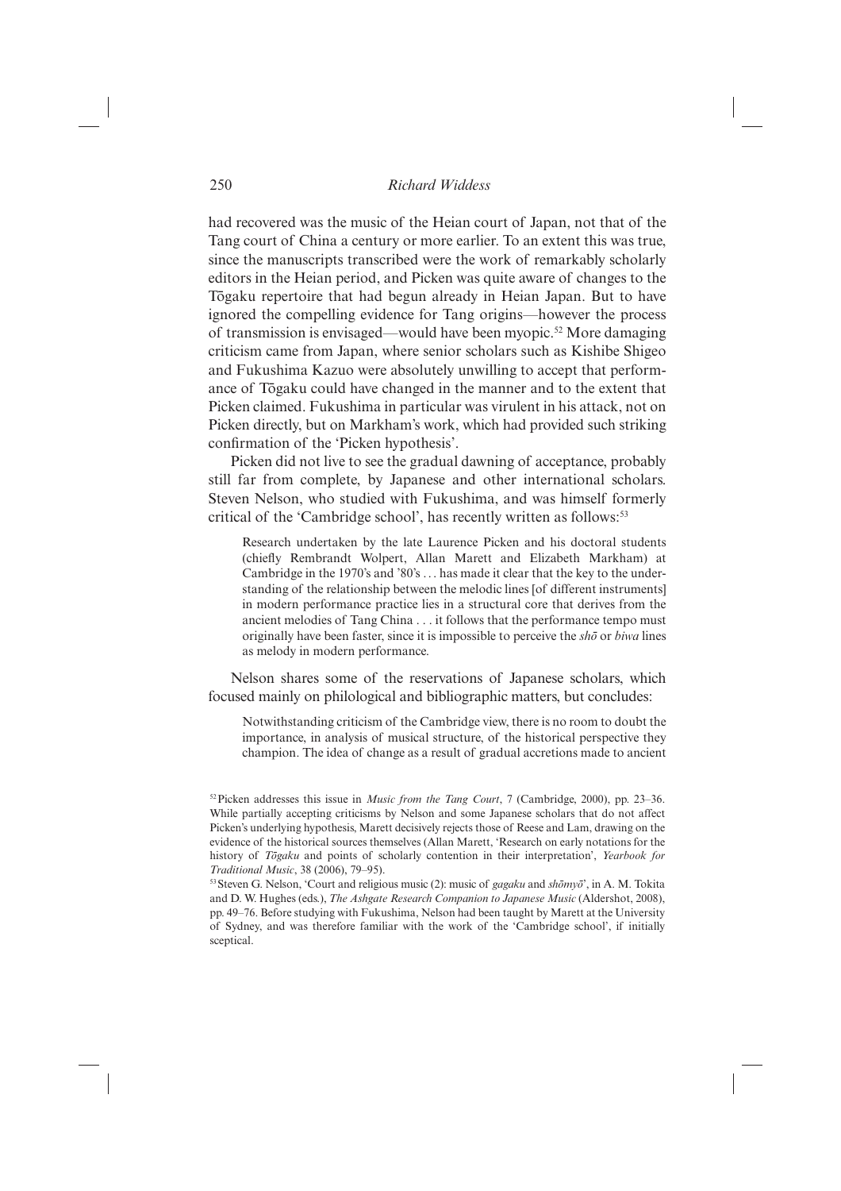had recovered was the music of the Heian court of Japan, not that of the Tang court of China a century or more earlier. To an extent this was true, since the manuscripts transcribed were the work of remarkably scholarly editors in the Heian period, and Picken was quite aware of changes to the Tōgaku repertoire that had begun already in Heian Japan. But to have ignored the compelling evidence for Tang origins—however the process of transmission is envisaged—would have been myopic.[52] More damaging criticism came from Japan, where senior scholars such as Kishibe Shigeo and Fukushima Kazuo were absolutely unwilling to accept that performance of Tōgaku could have changed in the manner and to the extent that Picken claimed. Fukushima in particular was virulent in his attack, not on Picken directly, but on Markham's work, which had provided such striking confirmation of the 'Picken hypothesis'.

Picken did not live to see the gradual dawning of acceptance, probably still far from complete, by Japanese and other international scholars. Steven Nelson, who studied with Fukushima, and was himself formerly critical of the 'Cambridge school', has recently written as follows:[53]

> Research undertaken by the late Laurence Picken and his doctoral students (chiefly Rembrandt Wolpert, Allan Marett and Elizabeth Markham) at Cambridge in the 1970's and '80's . . . has made it clear that the key to the understanding of the relationship between the melodic lines [of different instruments] in modern performance practice lies in a structural core that derives from the ancient melodies of Tang China . . . it follows that the performance tempo must originally have been faster, since it is impossible to perceive the *shō* or *biwa* lines as melody in modern performance.

Nelson shares some of the reservations of Japanese scholars, which focused mainly on philological and bibliographic matters, but concludes:

> Notwithstanding criticism of the Cambridge view, there is no room to doubt the importance, in analysis of musical structure, of the historical perspective they champion. The idea of change as a result of gradual accretions made to ancient

[52] Picken addresses this issue in *Music from the Tang Court*, 7 (Cambridge, 2000), pp. 23–36. While partially accepting criticisms by Nelson and some Japanese scholars that do not affect Picken's underlying hypothesis, Marett decisively rejects those of Reese and Lam, drawing on the evidence of the historical sources themselves (Allan Marett, 'Research on early notations for the history of *Tōgaku* and points of scholarly contention in their interpretation', *Yearbook for Traditional Music*, 38 (2006), 79–95).

[53] Steven G. Nelson, 'Court and religious music (2): music of *gagaku* and *shōmyō*', in A. M. Tokita and D. W. Hughes (eds.), *The Ashgate Research Companion to Japanese Music* (Aldershot, 2008), pp. 49–76. Before studying with Fukushima, Nelson had been taught by Marett at the University of Sydney, and was therefore familiar with the work of the 'Cambridge school', if initially sceptical.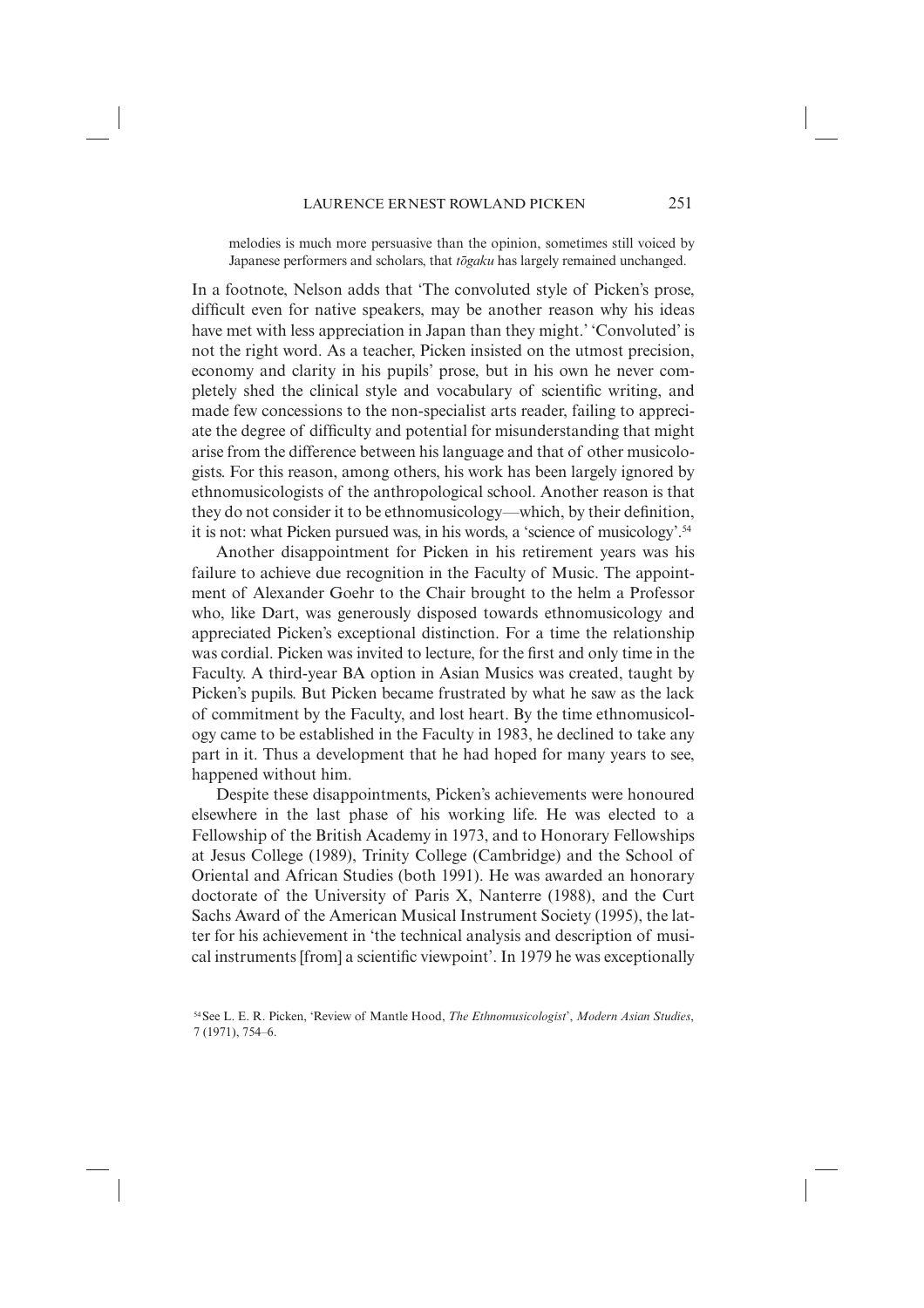> melodies is much more persuasive than the opinion, sometimes still voiced by Japanese performers and scholars, that *tōgaku* has largely remained unchanged.

In a footnote, Nelson adds that 'The convoluted style of Picken's prose, difficult even for native speakers, may be another reason why his ideas have met with less appreciation in Japan than they might.' 'Convoluted' is not the right word. As a teacher, Picken insisted on the utmost precision, economy and clarity in his pupils' prose, but in his own he never completely shed the clinical style and vocabulary of scientific writing, and made few concessions to the non-specialist arts reader, failing to appreciate the degree of difficulty and potential for misunderstanding that might arise from the difference between his language and that of other musicologists. For this reason, among others, his work has been largely ignored by ethnomusicologists of the anthropological school. Another reason is that they do not consider it to be ethnomusicology—which, by their definition, it is not: what Picken pursued was, in his words, a 'science of musicology'.[54]

Another disappointment for Picken in his retirement years was his failure to achieve due recognition in the Faculty of Music. The appointment of Alexander Goehr to the Chair brought to the helm a Professor who, like Dart, was generously disposed towards ethnomusicology and appreciated Picken's exceptional distinction. For a time the relationship was cordial. Picken was invited to lecture, for the first and only time in the Faculty. A third-year BA option in Asian Musics was created, taught by Picken's pupils. But Picken became frustrated by what he saw as the lack of commitment by the Faculty, and lost heart. By the time ethnomusicology came to be established in the Faculty in 1983, he declined to take any part in it. Thus a development that he had hoped for many years to see, happened without him.

Despite these disappointments, Picken's achievements were honoured elsewhere in the last phase of his working life. He was elected to a Fellowship of the British Academy in 1973, and to Honorary Fellowships at Jesus College (1989), Trinity College (Cambridge) and the School of Oriental and African Studies (both 1991). He was awarded an honorary doctorate of the University of Paris X, Nanterre (1988), and the Curt Sachs Award of the American Musical Instrument Society (1995), the latter for his achievement in 'the technical analysis and description of musical instruments [from] a scientific viewpoint'. In 1979 he was exceptionally

[54] See L. E. R. Picken, 'Review of Mantle Hood, *The Ethnomusicologist*', *Modern Asian Studies*, 7 (1971), 754–6.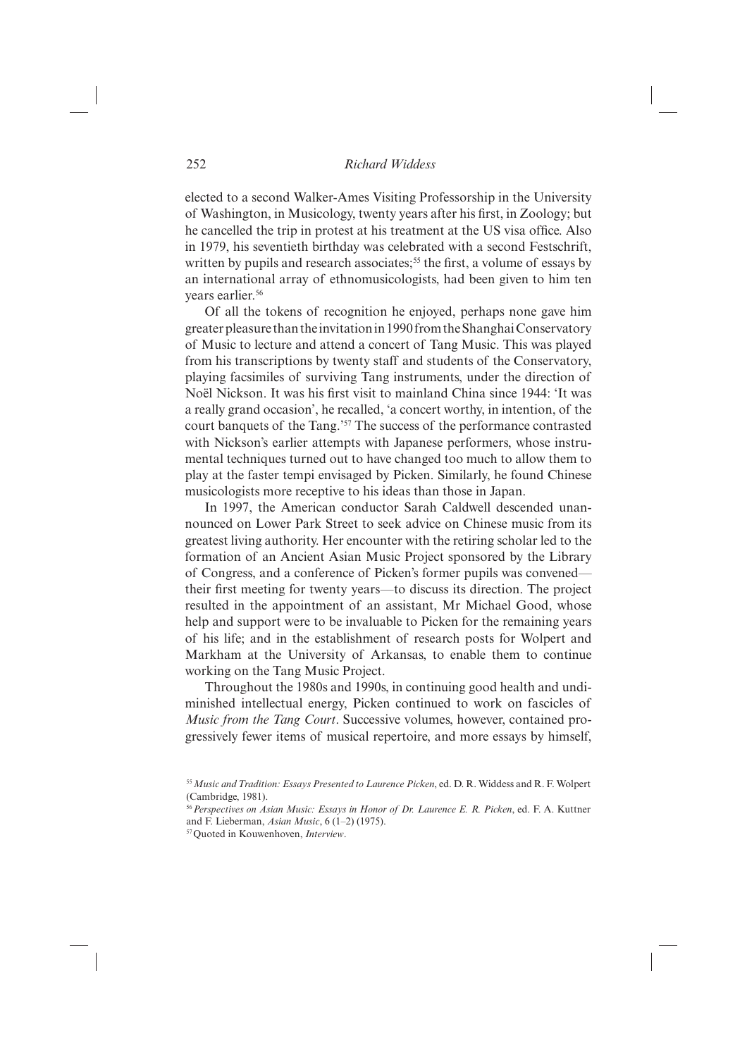elected to a second Walker-Ames Visiting Professorship in the University of Washington, in Musicology, twenty years after his first, in Zoology; but he cancelled the trip in protest at his treatment at the US visa office. Also in 1979, his seventieth birthday was celebrated with a second Festschrift, written by pupils and research associates;[55] the first, a volume of essays by an international array of ethnomusicologists, had been given to him ten years earlier.[56]

Of all the tokens of recognition he enjoyed, perhaps none gave him greater pleasure than the invitation in 1990 from the Shanghai Conservatory of Music to lecture and attend a concert of Tang Music. This was played from his transcriptions by twenty staff and students of the Conservatory, playing facsimiles of surviving Tang instruments, under the direction of Noël Nickson. It was his first visit to mainland China since 1944: 'It was a really grand occasion', he recalled, 'a concert worthy, in intention, of the court banquets of the Tang.'[57] The success of the performance contrasted with Nickson's earlier attempts with Japanese performers, whose instrumental techniques turned out to have changed too much to allow them to play at the faster tempi envisaged by Picken. Similarly, he found Chinese musicologists more receptive to his ideas than those in Japan.

In 1997, the American conductor Sarah Caldwell descended unannounced on Lower Park Street to seek advice on Chinese music from its greatest living authority. Her encounter with the retiring scholar led to the formation of an Ancient Asian Music Project sponsored by the Library of Congress, and a conference of Picken's former pupils was convened—their first meeting for twenty years—to discuss its direction. The project resulted in the appointment of an assistant, Mr Michael Good, whose help and support were to be invaluable to Picken for the remaining years of his life; and in the establishment of research posts for Wolpert and Markham at the University of Arkansas, to enable them to continue working on the Tang Music Project.

Throughout the 1980s and 1990s, in continuing good health and undiminished intellectual energy, Picken continued to work on fascicles of *Music from the Tang Court*. Successive volumes, however, contained progressively fewer items of musical repertoire, and more essays by himself,

---

[55] *Music and Tradition: Essays Presented to Laurence Picken*, ed. D. R. Widdess and R. F. Wolpert (Cambridge, 1981).

[56] *Perspectives on Asian Music: Essays in Honor of Dr. Laurence E. R. Picken*, ed. F. A. Kuttner and F. Lieberman, *Asian Music*, 6 (1–2) (1975).

[57] Quoted in Kouwenhoven, *Interview*.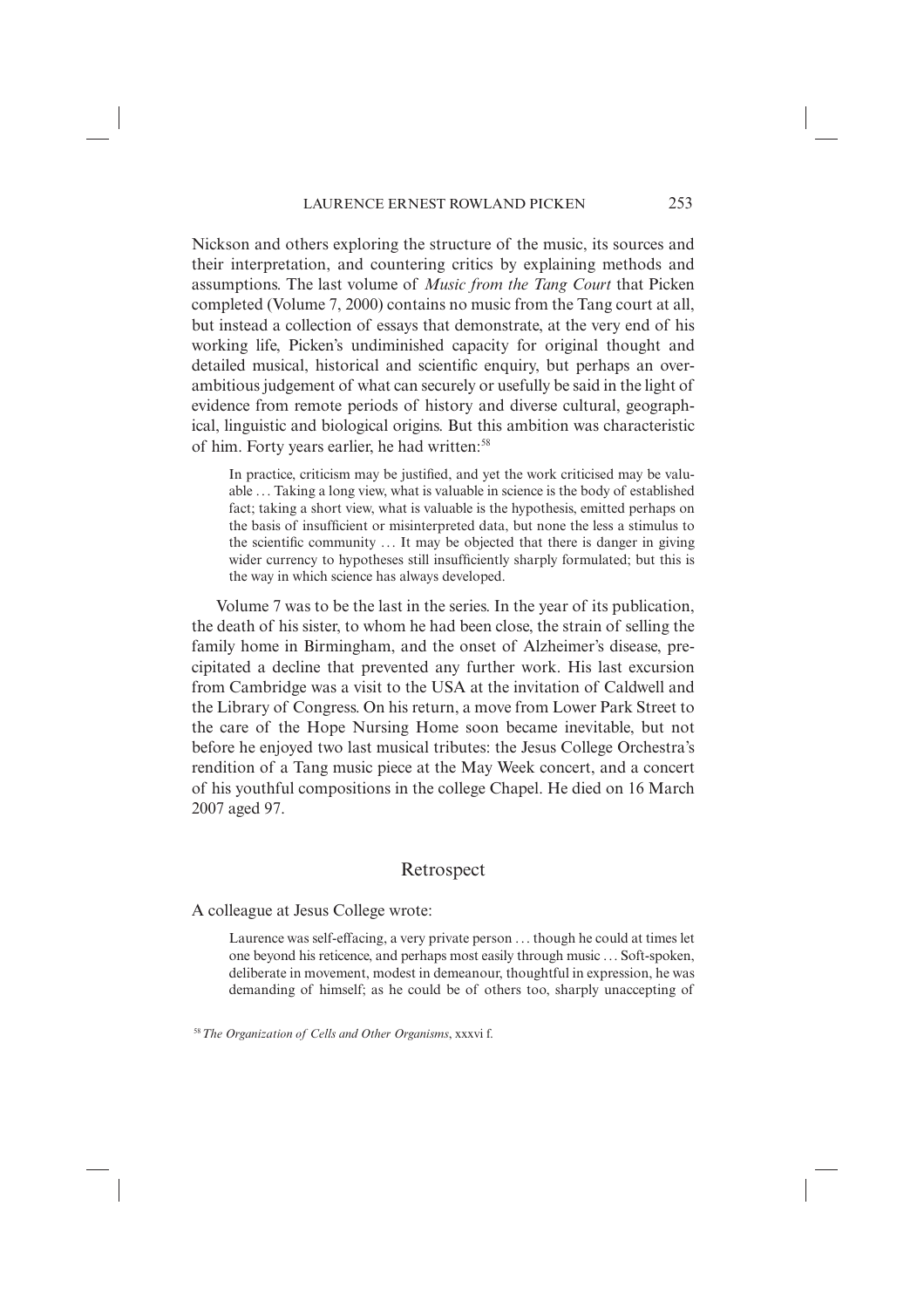Nickson and others exploring the structure of the music, its sources and their interpretation, and countering critics by explaining methods and assumptions. The last volume of *Music from the Tang Court* that Picken completed (Volume 7, 2000) contains no music from the Tang court at all, but instead a collection of essays that demonstrate, at the very end of his working life, Picken's undiminished capacity for original thought and detailed musical, historical and scientific enquiry, but perhaps an over-ambitious judgement of what can securely or usefully be said in the light of evidence from remote periods of history and diverse cultural, geographical, linguistic and biological origins. But this ambition was characteristic of him. Forty years earlier, he had written:[58]

> In practice, criticism may be justified, and yet the work criticised may be valuable … Taking a long view, what is valuable in science is the body of established fact; taking a short view, what is valuable is the hypothesis, emitted perhaps on the basis of insufficient or misinterpreted data, but none the less a stimulus to the scientific community … It may be objected that there is danger in giving wider currency to hypotheses still insufficiently sharply formulated; but this is the way in which science has always developed.

Volume 7 was to be the last in the series. In the year of its publication, the death of his sister, to whom he had been close, the strain of selling the family home in Birmingham, and the onset of Alzheimer's disease, precipitated a decline that prevented any further work. His last excursion from Cambridge was a visit to the USA at the invitation of Caldwell and the Library of Congress. On his return, a move from Lower Park Street to the care of the Hope Nursing Home soon became inevitable, but not before he enjoyed two last musical tributes: the Jesus College Orchestra's rendition of a Tang music piece at the May Week concert, and a concert of his youthful compositions in the college Chapel. He died on 16 March 2007 aged 97.

## Retrospect

A colleague at Jesus College wrote:

> Laurence was self-effacing, a very private person … though he could at times let one beyond his reticence, and perhaps most easily through music … Soft-spoken, deliberate in movement, modest in demeanour, thoughtful in expression, he was demanding of himself; as he could be of others too, sharply unaccepting of

[58] *The Organization of Cells and Other Organisms*, xxxvi f.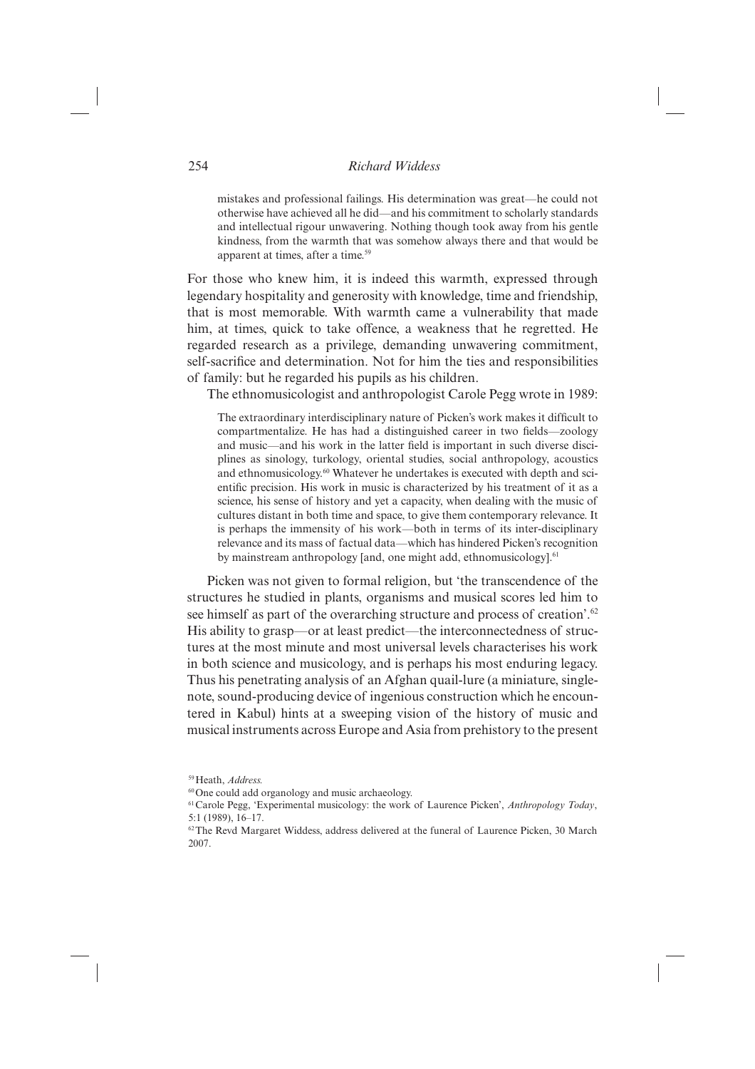> mistakes and professional failings. His determination was great—he could not otherwise have achieved all he did—and his commitment to scholarly standards and intellectual rigour unwavering. Nothing though took away from his gentle kindness, from the warmth that was somehow always there and that would be apparent at times, after a time.[59]

For those who knew him, it is indeed this warmth, expressed through legendary hospitality and generosity with knowledge, time and friendship, that is most memorable. With warmth came a vulnerability that made him, at times, quick to take offence, a weakness that he regretted. He regarded research as a privilege, demanding unwavering commitment, self-sacrifice and determination. Not for him the ties and responsibilities of family: but he regarded his pupils as his children.

The ethnomusicologist and anthropologist Carole Pegg wrote in 1989:

> The extraordinary interdisciplinary nature of Picken's work makes it difficult to compartmentalize. He has had a distinguished career in two fields—zoology and music—and his work in the latter field is important in such diverse disciplines as sinology, turkology, oriental studies, social anthropology, acoustics and ethnomusicology.[60] Whatever he undertakes is executed with depth and scientific precision. His work in music is characterized by his treatment of it as a science, his sense of history and yet a capacity, when dealing with the music of cultures distant in both time and space, to give them contemporary relevance. It is perhaps the immensity of his work—both in terms of its inter-disciplinary relevance and its mass of factual data—which has hindered Picken's recognition by mainstream anthropology [and, one might add, ethnomusicology].[61]

Picken was not given to formal religion, but 'the transcendence of the structures he studied in plants, organisms and musical scores led him to see himself as part of the overarching structure and process of creation'.[62] His ability to grasp—or at least predict—the interconnectedness of structures at the most minute and most universal levels characterises his work in both science and musicology, and is perhaps his most enduring legacy. Thus his penetrating analysis of an Afghan quail-lure (a miniature, single-note, sound-producing device of ingenious construction which he encountered in Kabul) hints at a sweeping vision of the history of music and musical instruments across Europe and Asia from prehistory to the present

---

[59] Heath, *Address.*

[60] One could add organology and music archaeology.

[61] Carole Pegg, 'Experimental musicology: the work of Laurence Picken', *Anthropology Today*, 5:1 (1989), 16–17.

[62] The Revd Margaret Widdess, address delivered at the funeral of Laurence Picken, 30 March 2007.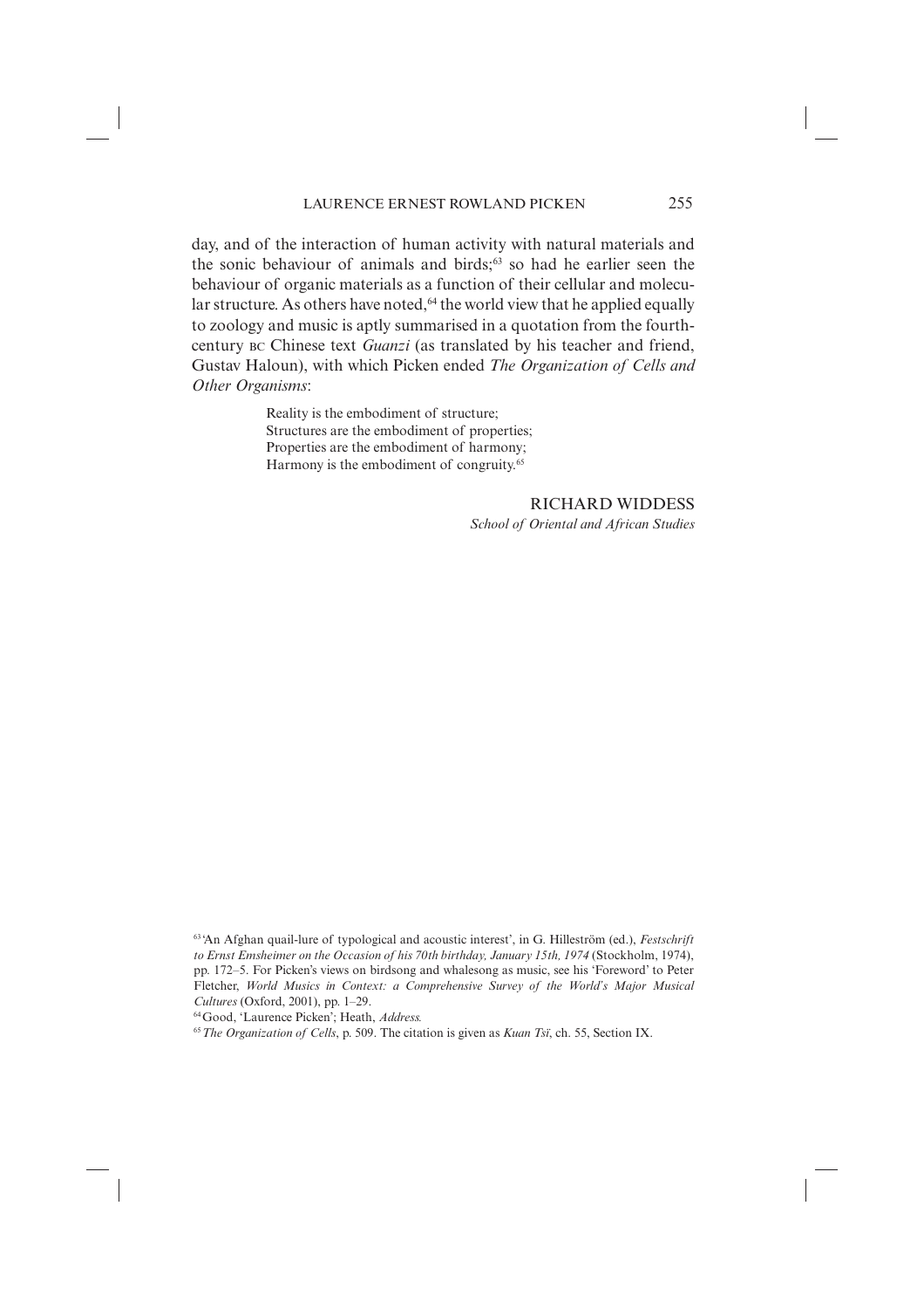day, and of the interaction of human activity with natural materials and the sonic behaviour of animals and birds;[63] so had he earlier seen the behaviour of organic materials as a function of their cellular and molecular structure. As others have noted,[64] the world view that he applied equally to zoology and music is aptly summarised in a quotation from the fourth-century BC Chinese text *Guanzi* (as translated by his teacher and friend, Gustav Haloun), with which Picken ended *The Organization of Cells and Other Organisms*:

> Reality is the embodiment of structure;
> Structures are the embodiment of properties;
> Properties are the embodiment of harmony;
> Harmony is the embodiment of congruity.[65]

RICHARD WIDDESS
*School of Oriental and African Studies*

---

[63] 'An Afghan quail-lure of typological and acoustic interest', in G. Hilleström (ed.), *Festschrift to Ernst Emsheimer on the Occasion of his 70th birthday, January 15th, 1974* (Stockholm, 1974), pp. 172–5. For Picken's views on birdsong and whalesong as music, see his 'Foreword' to Peter Fletcher, *World Musics in Context: a Comprehensive Survey of the World's Major Musical Cultures* (Oxford, 2001), pp. 1–29.

[64] Good, 'Laurence Picken'; Heath, *Address.*

[65] *The Organization of Cells*, p. 509. The citation is given as *Kuan Tsï*, ch. 55, Section IX.